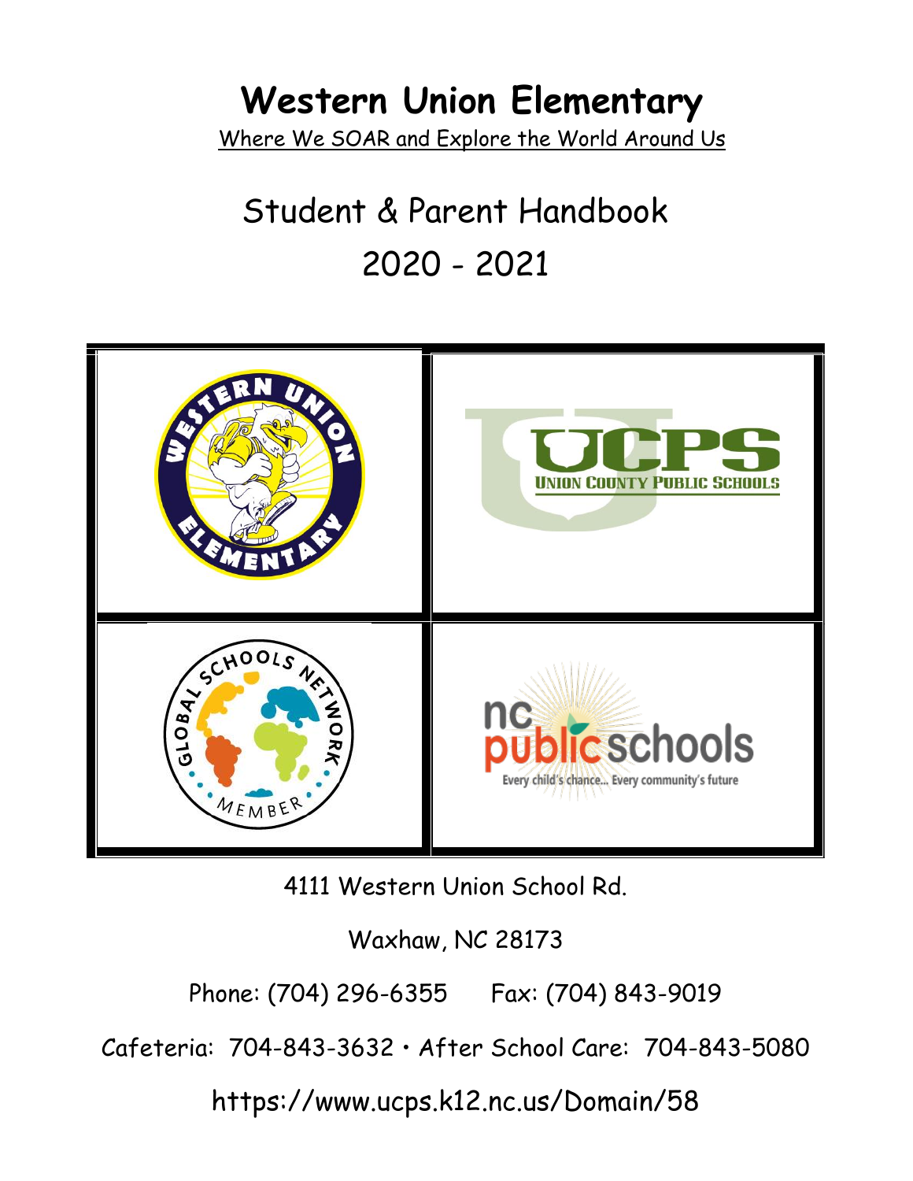# Western Union Elementary

Where We SOAR and Explore the World Around Us

## Student & Parent Handbook

## 2020 - 2021

4111 Western Union School Rd.

Waxhaw, NC 28173

Phone: (704) 296-6355 Fax: (704) 843-9019

Cafeteria: 704-843-3632 • After School Care: 704-843-5080

https://www.ucps.k12.nc.us/Domain/58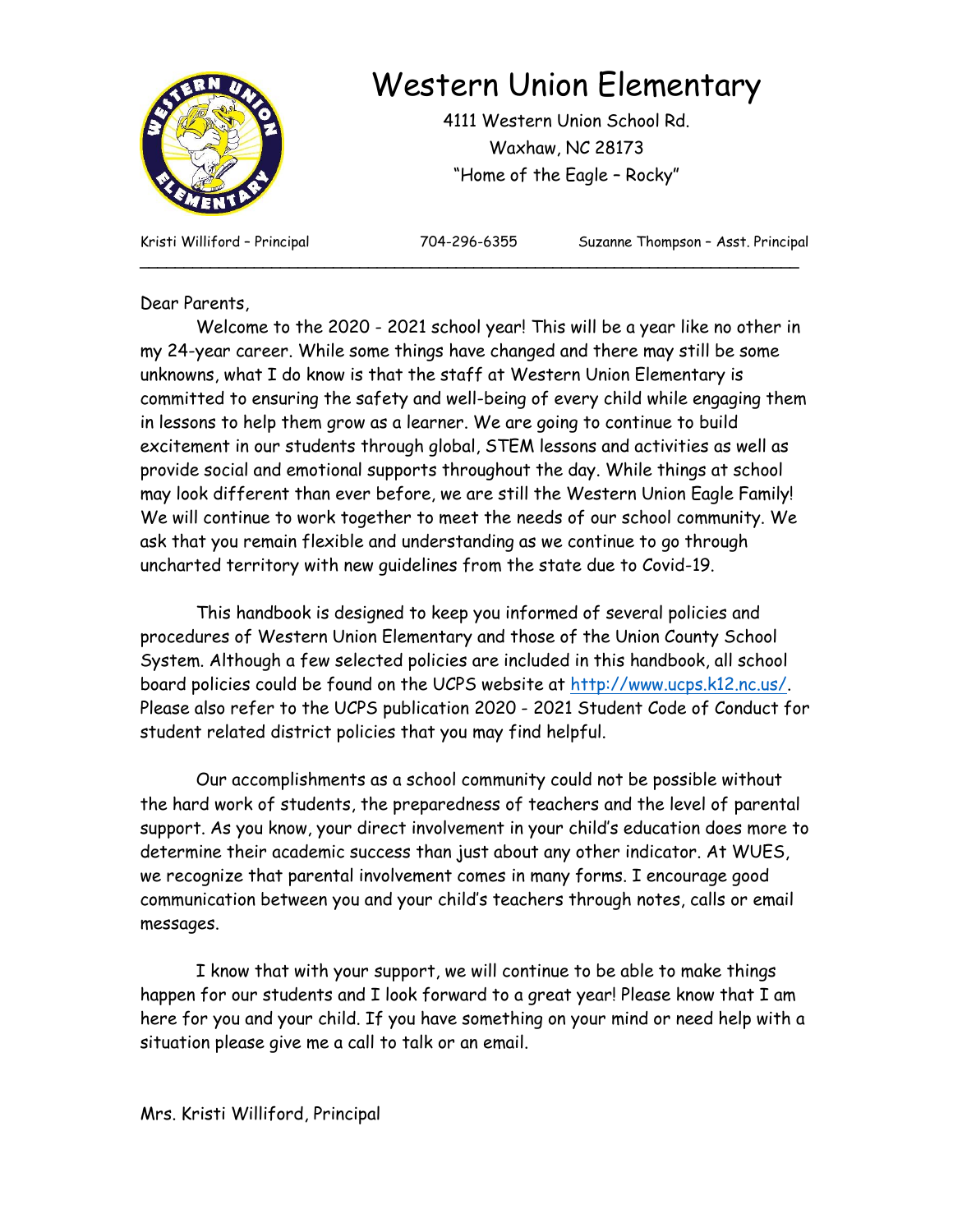# Western Union Elementary

4111 Western Union School Rd.
Waxhaw, NC 28173
"Home of the Eagle – Rocky"

Kristi Williford – Principal | 704-296-6355 | Suzanne Thompson – Asst. Principal

---

Dear Parents,

Welcome to the 2020 - 2021 school year! This will be a year like no other in my 24-year career. While some things have changed and there may still be some unknowns, what I do know is that the staff at Western Union Elementary is committed to ensuring the safety and well-being of every child while engaging them in lessons to help them grow as a learner. We are going to continue to build excitement in our students through global, STEM lessons and activities as well as provide social and emotional supports throughout the day. While things at school may look different than ever before, we are still the Western Union Eagle Family! We will continue to work together to meet the needs of our school community. We ask that you remain flexible and understanding as we continue to go through uncharted territory with new guidelines from the state due to Covid-19.

This handbook is designed to keep you informed of several policies and procedures of Western Union Elementary and those of the Union County School System. Although a few selected policies are included in this handbook, all school board policies could be found on the UCPS website at http://www.ucps.k12.nc.us/. Please also refer to the UCPS publication 2020 - 2021 Student Code of Conduct for student related district policies that you may find helpful.

Our accomplishments as a school community could not be possible without the hard work of students, the preparedness of teachers and the level of parental support. As you know, your direct involvement in your child's education does more to determine their academic success than just about any other indicator. At WUES, we recognize that parental involvement comes in many forms. I encourage good communication between you and your child's teachers through notes, calls or email messages.

I know that with your support, we will continue to be able to make things happen for our students and I look forward to a great year! Please know that I am here for you and your child. If you have something on your mind or need help with a situation please give me a call to talk or an email.

Mrs. Kristi Williford, Principal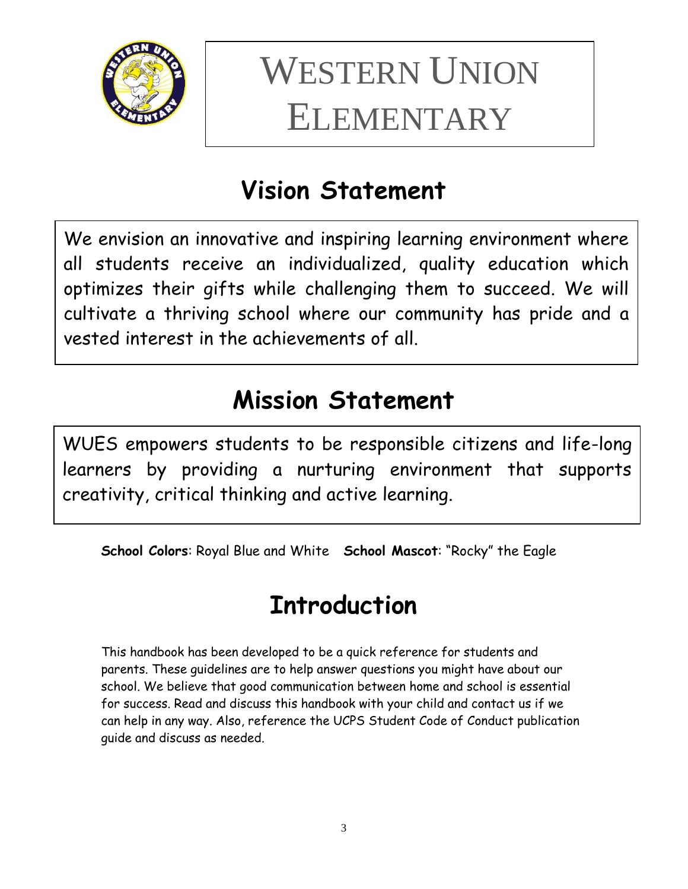# WESTERN UNION ELEMENTARY

## Vision Statement

We envision an innovative and inspiring learning environment where all students receive an individualized, quality education which optimizes their gifts while challenging them to succeed. We will cultivate a thriving school where our community has pride and a vested interest in the achievements of all.

## Mission Statement

WUES empowers students to be responsible citizens and life-long learners by providing a nurturing environment that supports creativity, critical thinking and active learning.

**School Colors**: Royal Blue and White **School Mascot**: "Rocky" the Eagle

## Introduction

This handbook has been developed to be a quick reference for students and parents. These guidelines are to help answer questions you might have about our school. We believe that good communication between home and school is essential for success. Read and discuss this handbook with your child and contact us if we can help in any way. Also, reference the UCPS Student Code of Conduct publication guide and discuss as needed.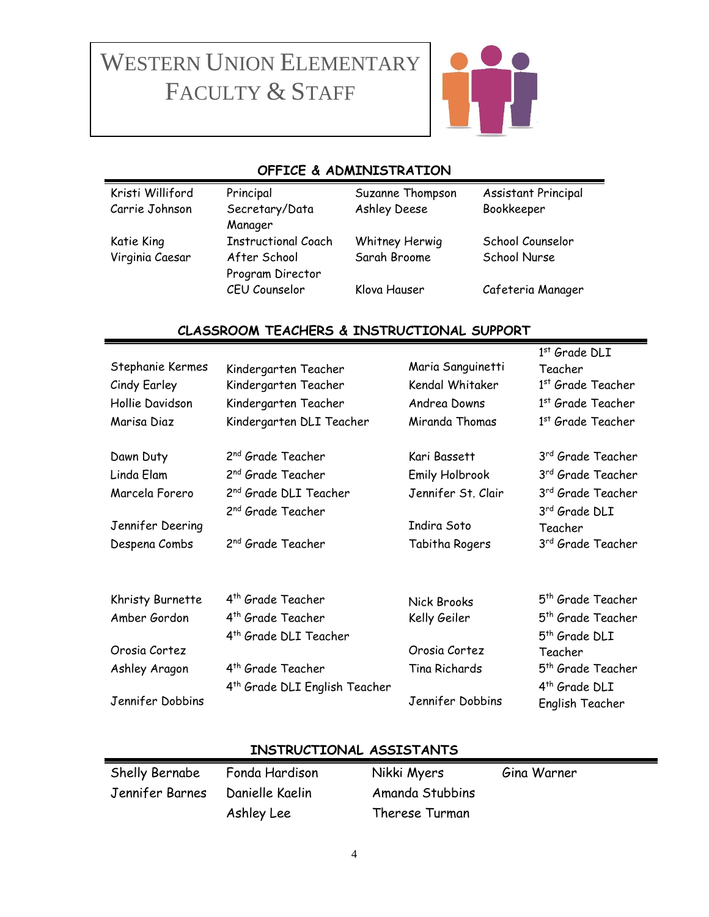# Western Union Elementary Faculty & Staff

## OFFICE & ADMINISTRATION

| | | | |
|---|---|---|---|
| Kristi Williford | Principal | Suzanne Thompson | Assistant Principal |
| Carrie Johnson | Secretary/Data Manager | Ashley Deese | Bookkeeper |
| Katie King | Instructional Coach | Whitney Herwig | School Counselor |
| Virginia Caesar | After School Program Director | Sarah Broome | School Nurse |
| | CEU Counselor | Klova Hauser | Cafeteria Manager |

## CLASSROOM TEACHERS & INSTRUCTIONAL SUPPORT

| | | | |
|---|---|---|---|
| Stephanie Kermes | Kindergarten Teacher | Maria Sanguinetti | 1st Grade DLI Teacher |
| Cindy Earley | Kindergarten Teacher | Kendal Whitaker | 1st Grade Teacher |
| Hollie Davidson | Kindergarten Teacher | Andrea Downs | 1st Grade Teacher |
| Marisa Diaz | Kindergarten DLI Teacher | Miranda Thomas | 1st Grade Teacher |
| Dawn Duty | 2nd Grade Teacher | Kari Bassett | 3rd Grade Teacher |
| Linda Elam | 2nd Grade Teacher | Emily Holbrook | 3rd Grade Teacher |
| Marcela Forero | 2nd Grade DLI Teacher | Jennifer St. Clair | 3rd Grade Teacher |
| Jennifer Deering | 2nd Grade Teacher | Indira Soto | 3rd Grade DLI Teacher |
| Despena Combs | 2nd Grade Teacher | Tabitha Rogers | 3rd Grade Teacher |
| Khristy Burnette | 4th Grade Teacher | Nick Brooks | 5th Grade Teacher |
| Amber Gordon | 4th Grade Teacher | Kelly Geiler | 5th Grade Teacher |
| Orosia Cortez | 4th Grade DLI Teacher | Orosia Cortez | 5th Grade DLI Teacher |
| Ashley Aragon | 4th Grade Teacher | Tina Richards | 5th Grade Teacher |
| Jennifer Dobbins | 4th Grade DLI English Teacher | Jennifer Dobbins | 4th Grade DLI English Teacher |

## INSTRUCTIONAL ASSISTANTS

| | | | |
|---|---|---|---|
| Shelly Bernabe | Fonda Hardison | Nikki Myers | Gina Warner |
| Jennifer Barnes | Danielle Kaelin | Amanda Stubbins | |
| | Ashley Lee | Therese Turman | |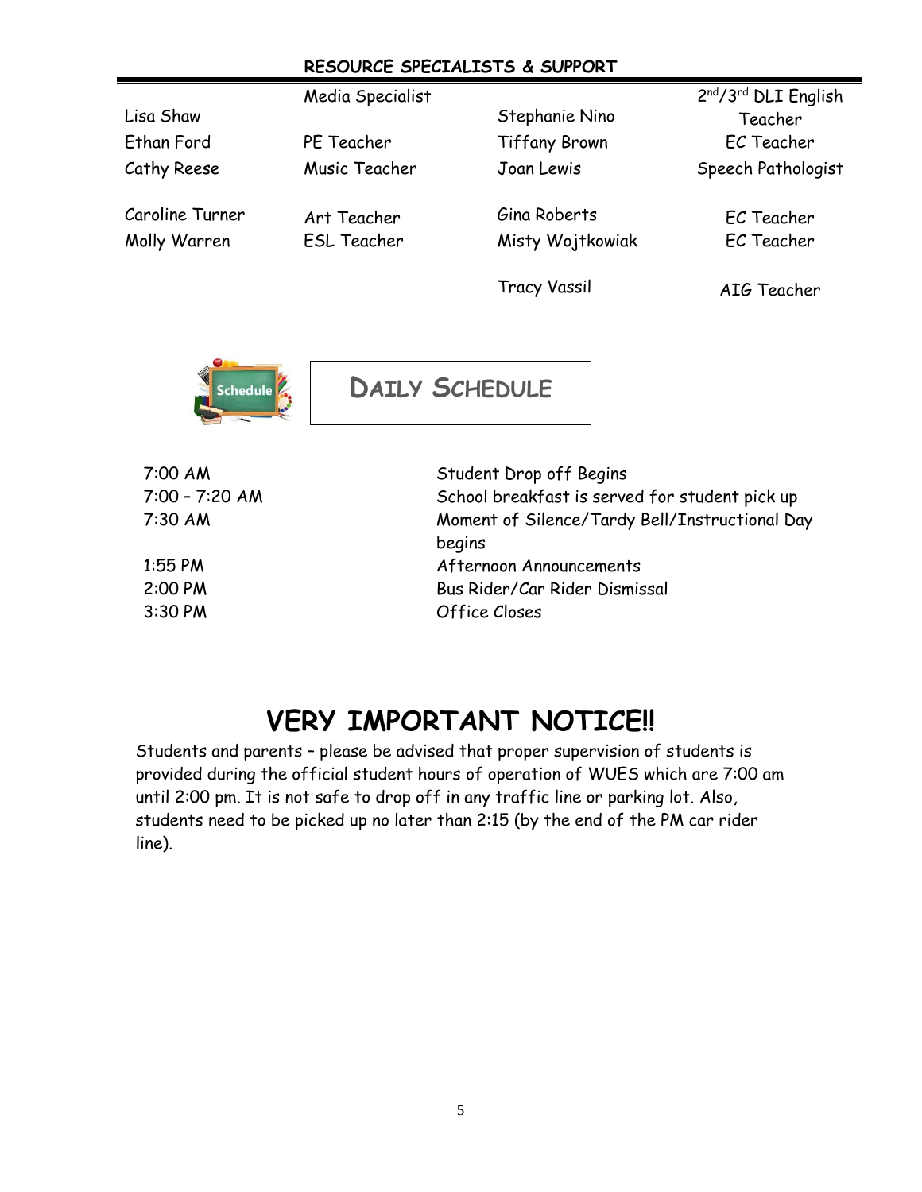## RESOURCE SPECIALISTS & SUPPORT

| Name | Role | Name | Role |
|---|---|---|---|
| Lisa Shaw | Media Specialist | Stephanie Nino | 2nd/3rd DLI English Teacher |
| Ethan Ford | PE Teacher | Tiffany Brown | EC Teacher |
| Cathy Reese | Music Teacher | Joan Lewis | Speech Pathologist |
| Caroline Turner | Art Teacher | Gina Roberts | EC Teacher |
| Molly Warren | ESL Teacher | Misty Wojtkowiak | EC Teacher |
| | | Tracy Vassil | AIG Teacher |

## DAILY SCHEDULE

| Time | Event |
|---|---|
| 7:00 AM | Student Drop off Begins |
| 7:00 – 7:20 AM | School breakfast is served for student pick up |
| 7:30 AM | Moment of Silence/Tardy Bell/Instructional Day begins |
| 1:55 PM | Afternoon Announcements |
| 2:00 PM | Bus Rider/Car Rider Dismissal |
| 3:30 PM | Office Closes |

# VERY IMPORTANT NOTICE!!

Students and parents – please be advised that proper supervision of students is provided during the official student hours of operation of WUES which are 7:00 am until 2:00 pm. It is not safe to drop off in any traffic line or parking lot. Also, students need to be picked up no later than 2:15 (by the end of the PM car rider line).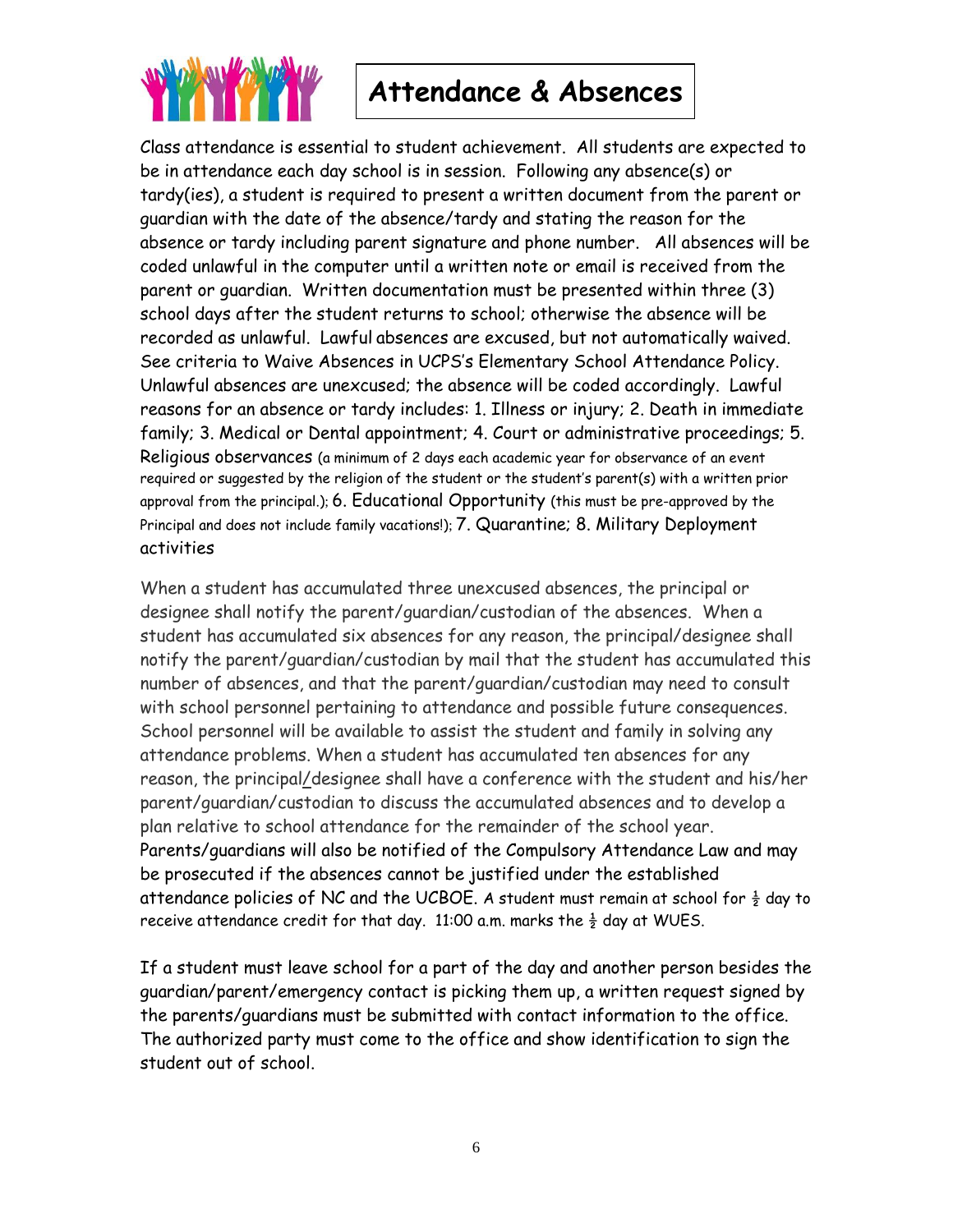# Attendance & Absences

Class attendance is essential to student achievement. All students are expected to be in attendance each day school is in session. Following any absence(s) or tardy(ies), a student is required to present a written document from the parent or guardian with the date of the absence/tardy and stating the reason for the absence or tardy including parent signature and phone number. All absences will be coded unlawful in the computer until a written note or email is received from the parent or guardian. Written documentation must be presented within three (3) school days after the student returns to school; otherwise the absence will be recorded as unlawful. Lawful absences are excused, but not automatically waived. See criteria to Waive Absences in UCPS's Elementary School Attendance Policy. Unlawful absences are unexcused; the absence will be coded accordingly. Lawful reasons for an absence or tardy includes: 1. Illness or injury; 2. Death in immediate family; 3. Medical or Dental appointment; 4. Court or administrative proceedings; 5. Religious observances (a minimum of 2 days each academic year for observance of an event required or suggested by the religion of the student or the student's parent(s) with a written prior approval from the principal.); 6. Educational Opportunity (this must be pre-approved by the Principal and does not include family vacations!); 7. Quarantine; 8. Military Deployment activities

When a student has accumulated three unexcused absences, the principal or designee shall notify the parent/guardian/custodian of the absences. When a student has accumulated six absences for any reason, the principal/designee shall notify the parent/guardian/custodian by mail that the student has accumulated this number of absences, and that the parent/guardian/custodian may need to consult with school personnel pertaining to attendance and possible future consequences. School personnel will be available to assist the student and family in solving any attendance problems. When a student has accumulated ten absences for any reason, the principal/designee shall have a conference with the student and his/her parent/guardian/custodian to discuss the accumulated absences and to develop a plan relative to school attendance for the remainder of the school year. Parents/guardians will also be notified of the Compulsory Attendance Law and may be prosecuted if the absences cannot be justified under the established attendance policies of NC and the UCBOE. A student must remain at school for ½ day to receive attendance credit for that day. 11:00 a.m. marks the ½ day at WUES.

If a student must leave school for a part of the day and another person besides the guardian/parent/emergency contact is picking them up, a written request signed by the parents/guardians must be submitted with contact information to the office. The authorized party must come to the office and show identification to sign the student out of school.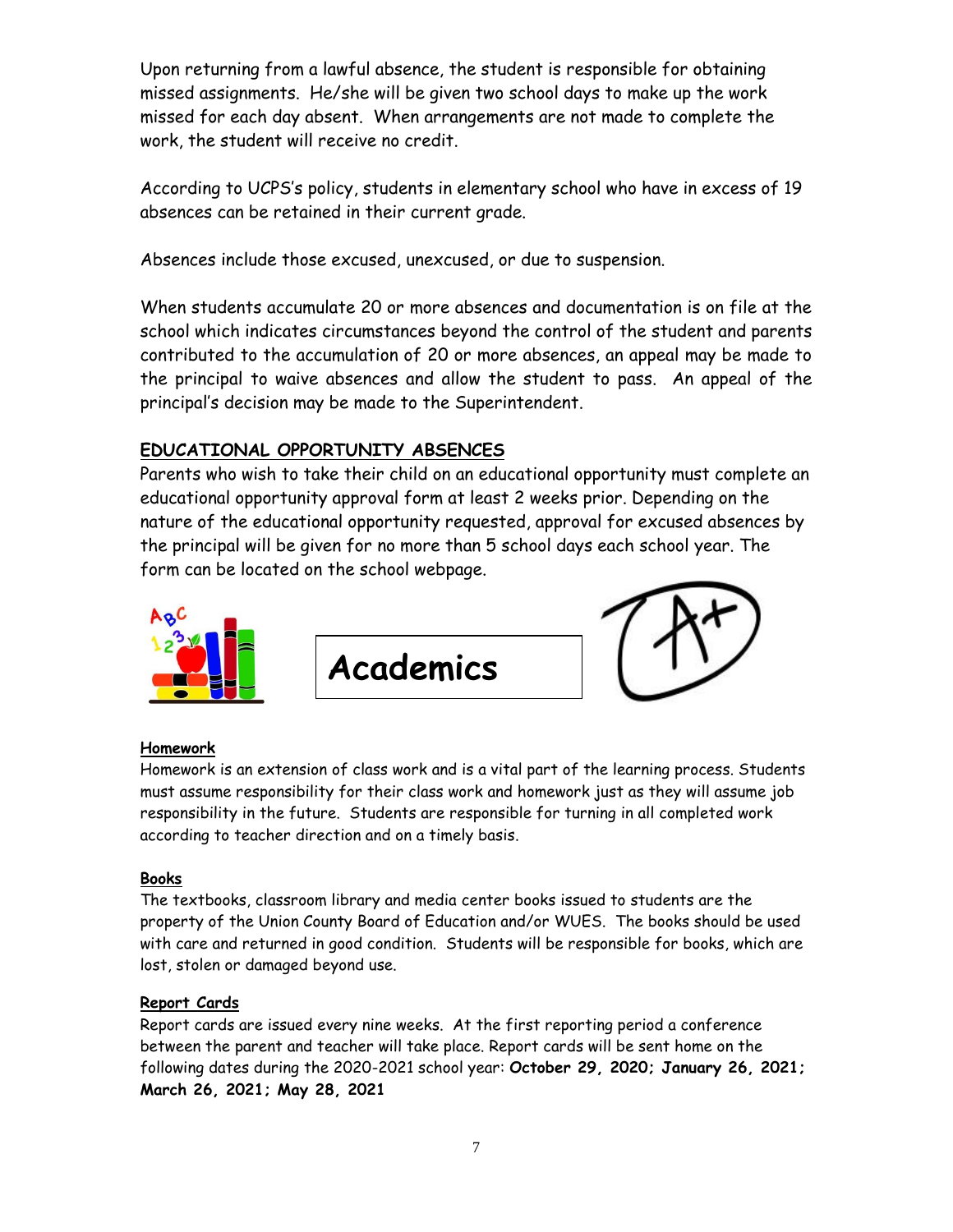Upon returning from a lawful absence, the student is responsible for obtaining missed assignments. He/she will be given two school days to make up the work missed for each day absent. When arrangements are not made to complete the work, the student will receive no credit.

According to UCPS's policy, students in elementary school who have in excess of 19 absences can be retained in their current grade.

Absences include those excused, unexcused, or due to suspension.

When students accumulate 20 or more absences and documentation is on file at the school which indicates circumstances beyond the control of the student and parents contributed to the accumulation of 20 or more absences, an appeal may be made to the principal to waive absences and allow the student to pass. An appeal of the principal's decision may be made to the Superintendent.

## EDUCATIONAL OPPORTUNITY ABSENCES

Parents who wish to take their child on an educational opportunity must complete an educational opportunity approval form at least 2 weeks prior. Depending on the nature of the educational opportunity requested, approval for excused absences by the principal will be given for no more than 5 school days each school year. The form can be located on the school webpage.

# Academics

### Homework

Homework is an extension of class work and is a vital part of the learning process. Students must assume responsibility for their class work and homework just as they will assume job responsibility in the future. Students are responsible for turning in all completed work according to teacher direction and on a timely basis.

### Books

The textbooks, classroom library and media center books issued to students are the property of the Union County Board of Education and/or WUES. The books should be used with care and returned in good condition. Students will be responsible for books, which are lost, stolen or damaged beyond use.

### Report Cards

Report cards are issued every nine weeks. At the first reporting period a conference between the parent and teacher will take place. Report cards will be sent home on the following dates during the 2020-2021 school year: **October 29, 2020; January 26, 2021; March 26, 2021; May 28, 2021**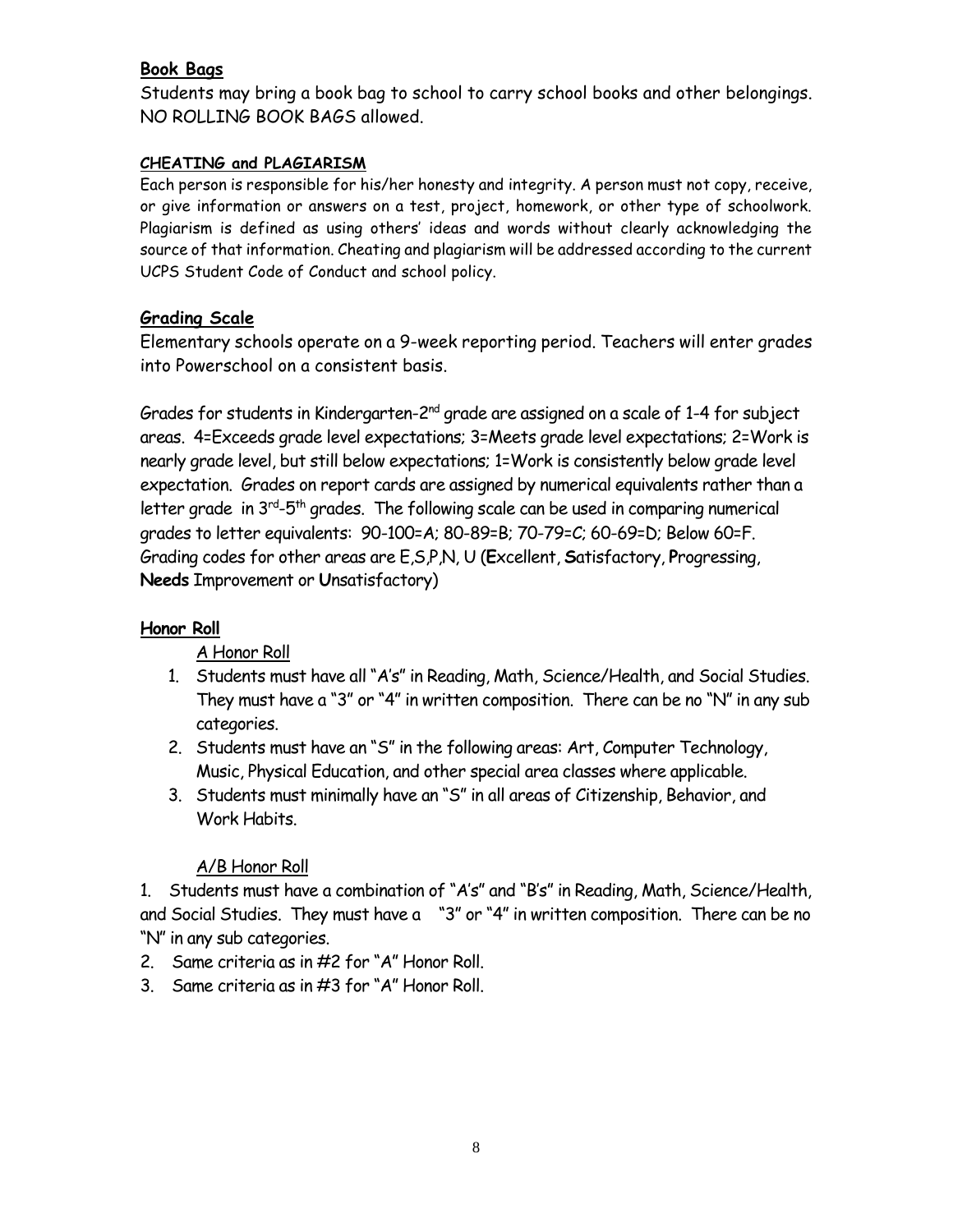**Book Bags**

Students may bring a book bag to school to carry school books and other belongings. NO ROLLING BOOK BAGS allowed.

**CHEATING and PLAGIARISM**

Each person is responsible for his/her honesty and integrity. A person must not copy, receive, or give information or answers on a test, project, homework, or other type of schoolwork. Plagiarism is defined as using others' ideas and words without clearly acknowledging the source of that information. Cheating and plagiarism will be addressed according to the current UCPS Student Code of Conduct and school policy.

**Grading Scale**

Elementary schools operate on a 9-week reporting period. Teachers will enter grades into Powerschool on a consistent basis.

Grades for students in Kindergarten-2nd grade are assigned on a scale of 1-4 for subject areas. 4=Exceeds grade level expectations; 3=Meets grade level expectations; 2=Work is nearly grade level, but still below expectations; 1=Work is consistently below grade level expectation. Grades on report cards are assigned by numerical equivalents rather than a letter grade in 3rd-5th grades. The following scale can be used in comparing numerical grades to letter equivalents: 90-100=A; 80-89=B; 70-79=C; 60-69=D; Below 60=F. Grading codes for other areas are E,S,P,N, U (**E**xcellent, **S**atisfactory, **P**rogressing, **Needs** Improvement or **U**nsatisfactory)

**Honor Roll**

A Honor Roll

1. Students must have all "A's" in Reading, Math, Science/Health, and Social Studies. They must have a "3" or "4" in written composition. There can be no "N" in any sub categories.
2. Students must have an "S" in the following areas: Art, Computer Technology, Music, Physical Education, and other special area classes where applicable.
3. Students must minimally have an "S" in all areas of Citizenship, Behavior, and Work Habits.

A/B Honor Roll

1. Students must have a combination of "A's" and "B's" in Reading, Math, Science/Health, and Social Studies. They must have a "3" or "4" in written composition. There can be no "N" in any sub categories.
2. Same criteria as in #2 for "A" Honor Roll.
3. Same criteria as in #3 for "A" Honor Roll.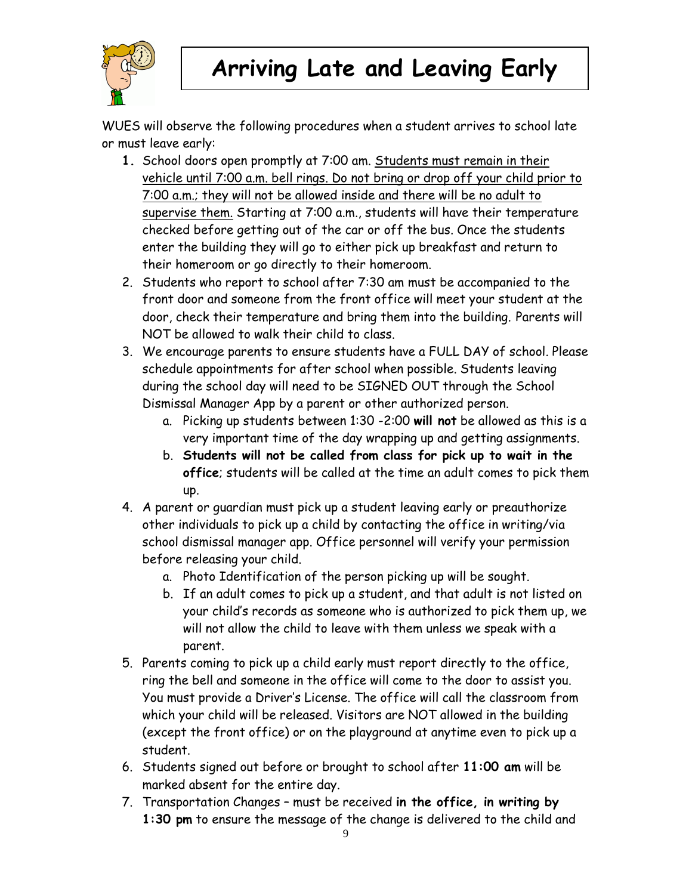# Arriving Late and Leaving Early

WUES will observe the following procedures when a student arrives to school late or must leave early:

1. School doors open promptly at 7:00 am. <u>Students must remain in their vehicle until 7:00 a.m. bell rings. Do not bring or drop off your child prior to 7:00 a.m.; they will not be allowed inside and there will be no adult to supervise them.</u> Starting at 7:00 a.m., students will have their temperature checked before getting out of the car or off the bus. Once the students enter the building they will go to either pick up breakfast and return to their homeroom or go directly to their homeroom.
2. Students who report to school after 7:30 am must be accompanied to the front door and someone from the front office will meet your student at the door, check their temperature and bring them into the building. Parents will NOT be allowed to walk their child to class.
3. We encourage parents to ensure students have a FULL DAY of school. Please schedule appointments for after school when possible. Students leaving during the school day will need to be SIGNED OUT through the School Dismissal Manager App by a parent or other authorized person.
   a. Picking up students between 1:30 -2:00 **will not** be allowed as this is a very important time of the day wrapping up and getting assignments.
   b. **Students will not be called from class for pick up to wait in the office**; students will be called at the time an adult comes to pick them up.
4. A parent or guardian must pick up a student leaving early or preauthorize other individuals to pick up a child by contacting the office in writing/via school dismissal manager app. Office personnel will verify your permission before releasing your child.
   a. Photo Identification of the person picking up will be sought.
   b. If an adult comes to pick up a student, and that adult is not listed on your child's records as someone who is authorized to pick them up, we will not allow the child to leave with them unless we speak with a parent.
5. Parents coming to pick up a child early must report directly to the office, ring the bell and someone in the office will come to the door to assist you. You must provide a Driver's License. The office will call the classroom from which your child will be released. Visitors are NOT allowed in the building (except the front office) or on the playground at anytime even to pick up a student.
6. Students signed out before or brought to school after **11:00 am** will be marked absent for the entire day.
7. Transportation Changes – must be received **in the office, in writing by 1:30 pm** to ensure the message of the change is delivered to the child and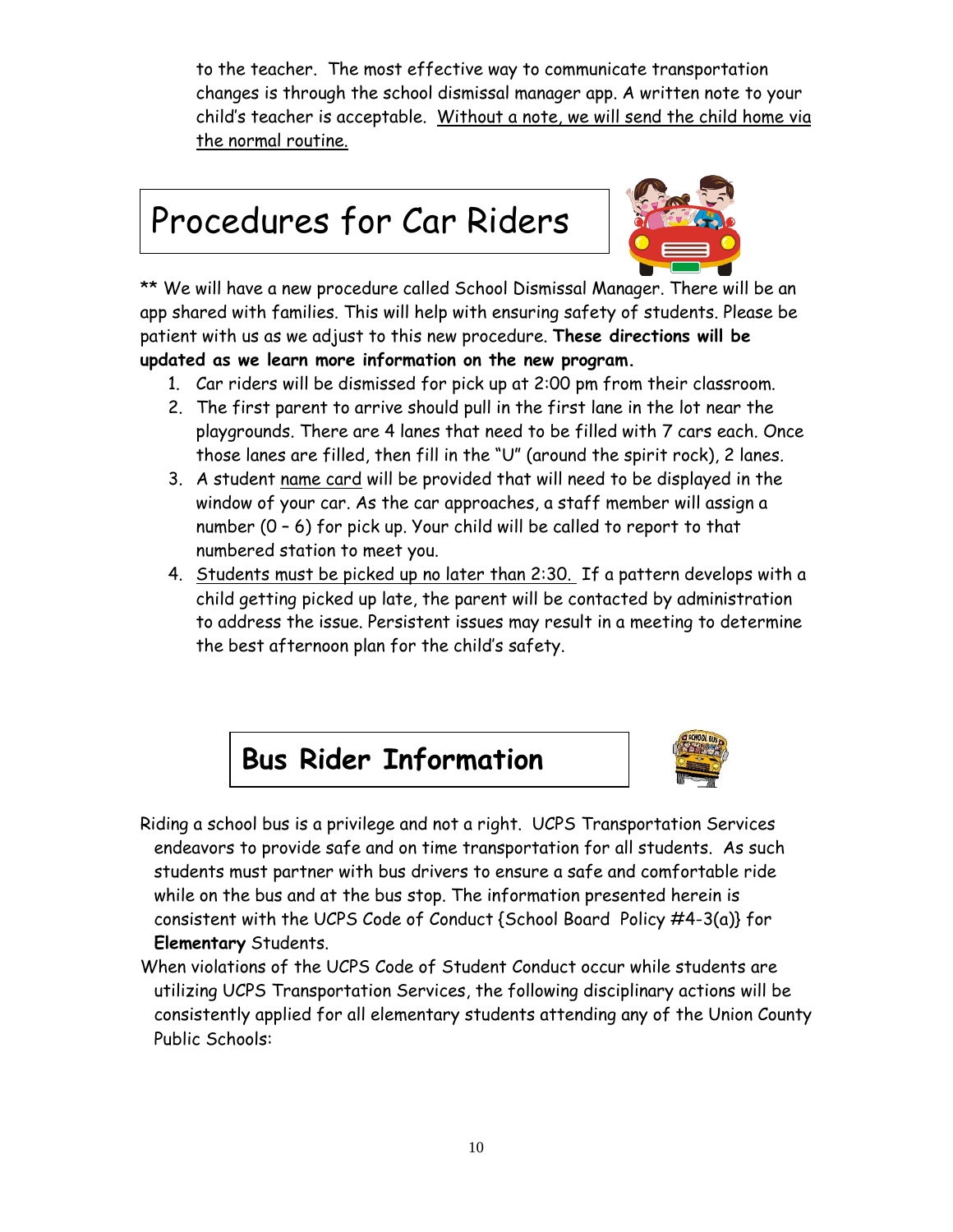to the teacher. The most effective way to communicate transportation changes is through the school dismissal manager app. A written note to your child's teacher is acceptable. Without a note, we will send the child home via the normal routine.

# Procedures for Car Riders

** We will have a new procedure called School Dismissal Manager. There will be an app shared with families. This will help with ensuring safety of students. Please be patient with us as we adjust to this new procedure. **These directions will be updated as we learn more information on the new program.**

1. Car riders will be dismissed for pick up at 2:00 pm from their classroom.
2. The first parent to arrive should pull in the first lane in the lot near the playgrounds. There are 4 lanes that need to be filled with 7 cars each. Once those lanes are filled, then fill in the "U" (around the spirit rock), 2 lanes.
3. A student name card will be provided that will need to be displayed in the window of your car. As the car approaches, a staff member will assign a number (0 – 6) for pick up. Your child will be called to report to that numbered station to meet you.
4. Students must be picked up no later than 2:30. If a pattern develops with a child getting picked up late, the parent will be contacted by administration to address the issue. Persistent issues may result in a meeting to determine the best afternoon plan for the child's safety.

# Bus Rider Information

Riding a school bus is a privilege and not a right. UCPS Transportation Services endeavors to provide safe and on time transportation for all students. As such students must partner with bus drivers to ensure a safe and comfortable ride while on the bus and at the bus stop. The information presented herein is consistent with the UCPS Code of Conduct {School Board Policy #4-3(a)} for **Elementary** Students.

When violations of the UCPS Code of Student Conduct occur while students are utilizing UCPS Transportation Services, the following disciplinary actions will be consistently applied for all elementary students attending any of the Union County Public Schools: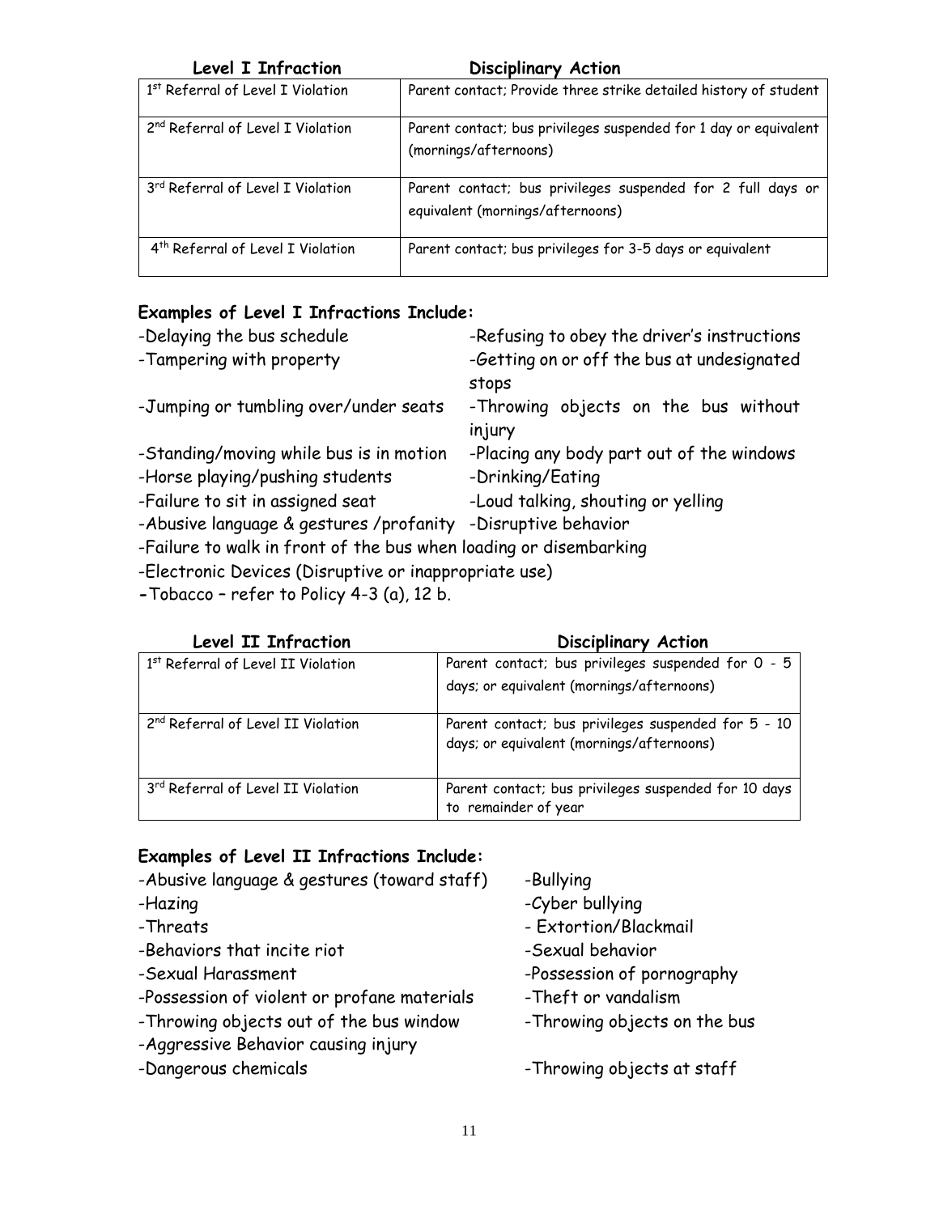| Level I Infraction | Disciplinary Action |
|---|---|
| 1st Referral of Level I Violation | Parent contact; Provide three strike detailed history of student |
| 2nd Referral of Level I Violation | Parent contact; bus privileges suspended for 1 day or equivalent (mornings/afternoons) |
| 3rd Referral of Level I Violation | Parent contact; bus privileges suspended for 2 full days or equivalent (mornings/afternoons) |
| 4th Referral of Level I Violation | Parent contact; bus privileges for 3-5 days or equivalent |

**Examples of Level I Infractions Include:**

- -Delaying the bus schedule
- -Refusing to obey the driver's instructions
- -Tampering with property
- -Getting on or off the bus at undesignated stops
- -Jumping or tumbling over/under seats
- -Throwing objects on the bus without injury
- -Standing/moving while bus is in motion
- -Placing any body part out of the windows
- -Horse playing/pushing students
- -Drinking/Eating
- -Failure to sit in assigned seat
- -Loud talking, shouting or yelling
- -Abusive language & gestures /profanity
- -Disruptive behavior
- -Failure to walk in front of the bus when loading or disembarking
- -Electronic Devices (Disruptive or inappropriate use)
- -Tobacco – refer to Policy 4-3 (a), 12 b.

| Level II Infraction | Disciplinary Action |
|---|---|
| 1st Referral of Level II Violation | Parent contact; bus privileges suspended for 0 - 5 days; or equivalent (mornings/afternoons) |
| 2nd Referral of Level II Violation | Parent contact; bus privileges suspended for 5 - 10 days; or equivalent (mornings/afternoons) |
| 3rd Referral of Level II Violation | Parent contact; bus privileges suspended for 10 days to remainder of year |

**Examples of Level II Infractions Include:**

- -Abusive language & gestures (toward staff)
- -Bullying
- -Hazing
- -Cyber bullying
- -Threats
- - Extortion/Blackmail
- -Behaviors that incite riot
- -Sexual behavior
- -Sexual Harassment
- -Possession of pornography
- -Possession of violent or profane materials
- -Theft or vandalism
- -Throwing objects out of the bus window
- -Throwing objects on the bus
- -Aggressive Behavior causing injury
- -Dangerous chemicals
- -Throwing objects at staff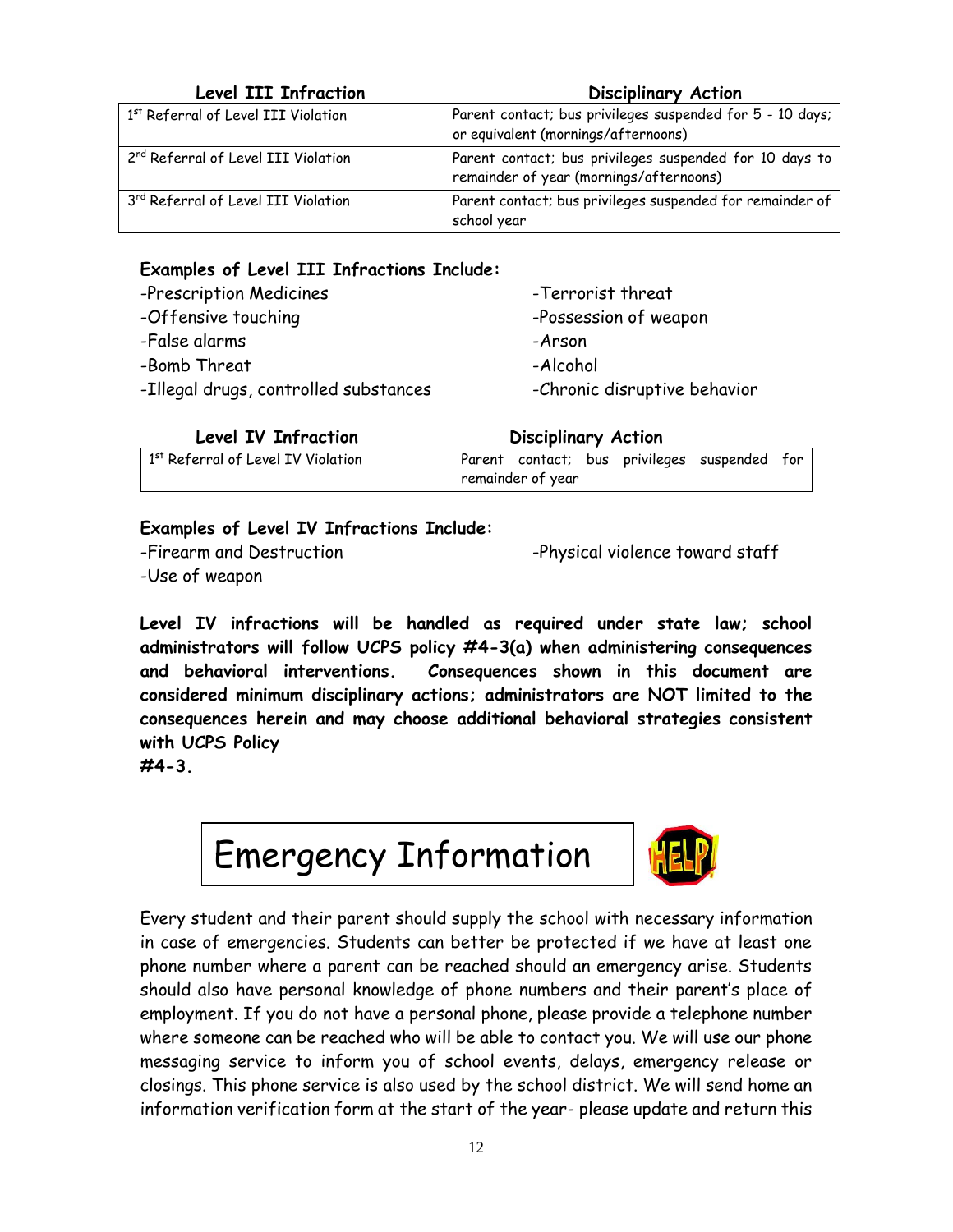| Level III Infraction | Disciplinary Action |
| --- | --- |
| 1st Referral of Level III Violation | Parent contact; bus privileges suspended for 5 - 10 days; or equivalent (mornings/afternoons) |
| 2nd Referral of Level III Violation | Parent contact; bus privileges suspended for 10 days to remainder of year (mornings/afternoons) |
| 3rd Referral of Level III Violation | Parent contact; bus privileges suspended for remainder of school year |

**Examples of Level III Infractions Include:**

-Prescription Medicines
-Offensive touching
-False alarms
-Bomb Threat
-Illegal drugs, controlled substances
-Terrorist threat
-Possession of weapon
-Arson
-Alcohol
-Chronic disruptive behavior

| Level IV Infraction | Disciplinary Action |
| --- | --- |
| 1st Referral of Level IV Violation | Parent contact; bus privileges suspended for remainder of year |

**Examples of Level IV Infractions Include:**

-Firearm and Destruction
-Use of weapon
-Physical violence toward staff

**Level IV infractions will be handled as required under state law; school administrators will follow UCPS policy #4-3(a) when administering consequences and behavioral interventions. Consequences shown in this document are considered minimum disciplinary actions; administrators are NOT limited to the consequences herein and may choose additional behavioral strategies consistent with UCPS Policy #4-3.**

# Emergency Information

Every student and their parent should supply the school with necessary information in case of emergencies. Students can better be protected if we have at least one phone number where a parent can be reached should an emergency arise. Students should also have personal knowledge of phone numbers and their parent's place of employment. If you do not have a personal phone, please provide a telephone number where someone can be reached who will be able to contact you. We will use our phone messaging service to inform you of school events, delays, emergency release or closings. This phone service is also used by the school district. We will send home an information verification form at the start of the year- please update and return this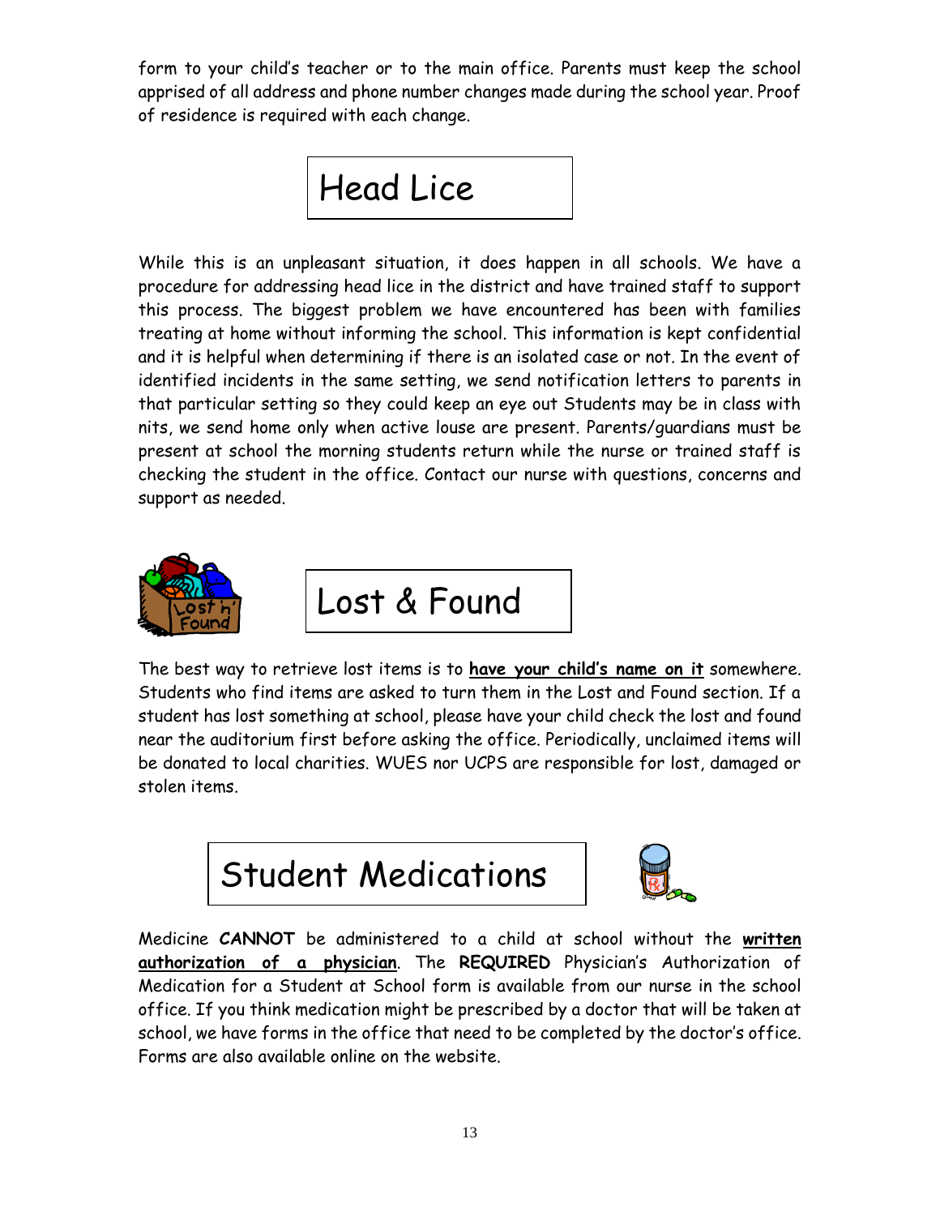form to your child's teacher or to the main office. Parents must keep the school apprised of all address and phone number changes made during the school year. Proof of residence is required with each change.

# Head Lice

While this is an unpleasant situation, it does happen in all schools. We have a procedure for addressing head lice in the district and have trained staff to support this process. The biggest problem we have encountered has been with families treating at home without informing the school. This information is kept confidential and it is helpful when determining if there is an isolated case or not. In the event of identified incidents in the same setting, we send notification letters to parents in that particular setting so they could keep an eye out Students may be in class with nits, we send home only when active louse are present. Parents/guardians must be present at school the morning students return while the nurse or trained staff is checking the student in the office. Contact our nurse with questions, concerns and support as needed.

# Lost & Found

The best way to retrieve lost items is to **have your child's name on it** somewhere. Students who find items are asked to turn them in the Lost and Found section. If a student has lost something at school, please have your child check the lost and found near the auditorium first before asking the office. Periodically, unclaimed items will be donated to local charities. WUES nor UCPS are responsible for lost, damaged or stolen items.

# Student Medications

Medicine **CANNOT** be administered to a child at school without the **written authorization of a physician**. The **REQUIRED** Physician's Authorization of Medication for a Student at School form is available from our nurse in the school office. If you think medication might be prescribed by a doctor that will be taken at school, we have forms in the office that need to be completed by the doctor's office. Forms are also available online on the website.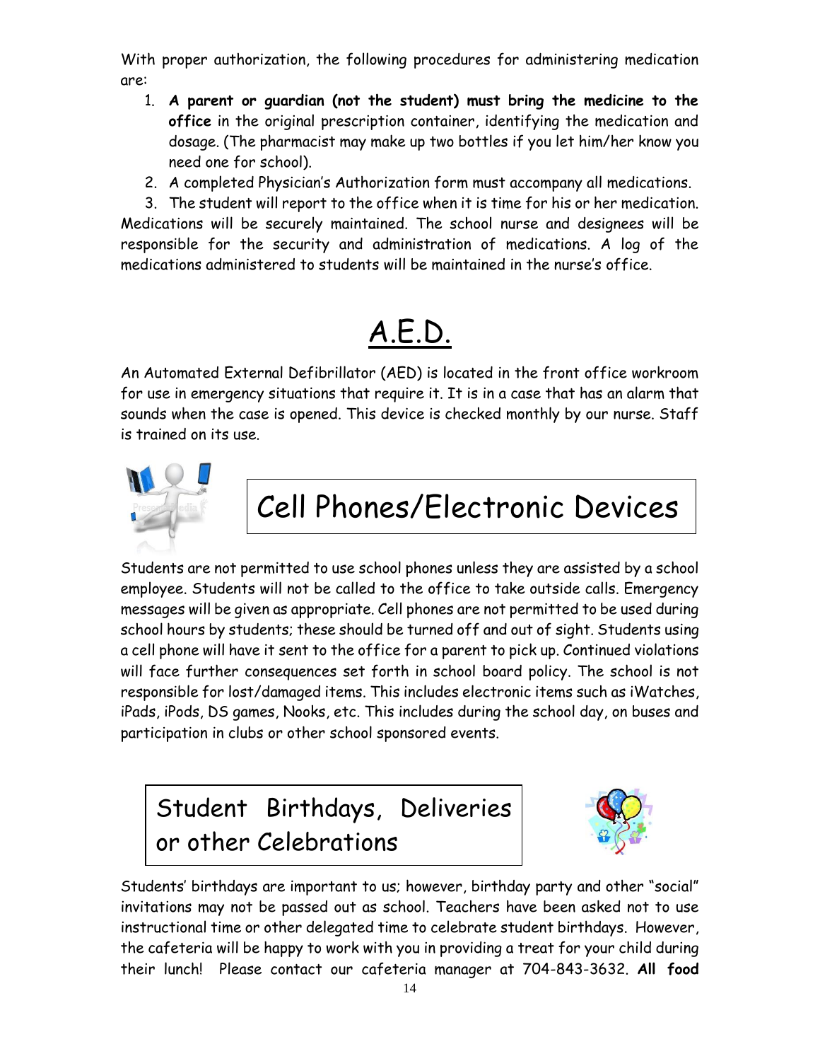With proper authorization, the following procedures for administering medication are:

1. **A parent or guardian (not the student) must bring the medicine to the office** in the original prescription container, identifying the medication and dosage. (The pharmacist may make up two bottles if you let him/her know you need one for school).
2. A completed Physician's Authorization form must accompany all medications.
3. The student will report to the office when it is time for his or her medication.

Medications will be securely maintained. The school nurse and designees will be responsible for the security and administration of medications. A log of the medications administered to students will be maintained in the nurse's office.

# A.E.D.

An Automated External Defibrillator (AED) is located in the front office workroom for use in emergency situations that require it. It is in a case that has an alarm that sounds when the case is opened. This device is checked monthly by our nurse. Staff is trained on its use.

# Cell Phones/Electronic Devices

Students are not permitted to use school phones unless they are assisted by a school employee. Students will not be called to the office to take outside calls. Emergency messages will be given as appropriate. Cell phones are not permitted to be used during school hours by students; these should be turned off and out of sight. Students using a cell phone will have it sent to the office for a parent to pick up. Continued violations will face further consequences set forth in school board policy. The school is not responsible for lost/damaged items. This includes electronic items such as iWatches, iPads, iPods, DS games, Nooks, etc. This includes during the school day, on buses and participation in clubs or other school sponsored events.

# Student Birthdays, Deliveries or other Celebrations

Students' birthdays are important to us; however, birthday party and other "social" invitations may not be passed out as school. Teachers have been asked not to use instructional time or other delegated time to celebrate student birthdays. However, the cafeteria will be happy to work with you in providing a treat for your child during their lunch! Please contact our cafeteria manager at 704-843-3632. **All food**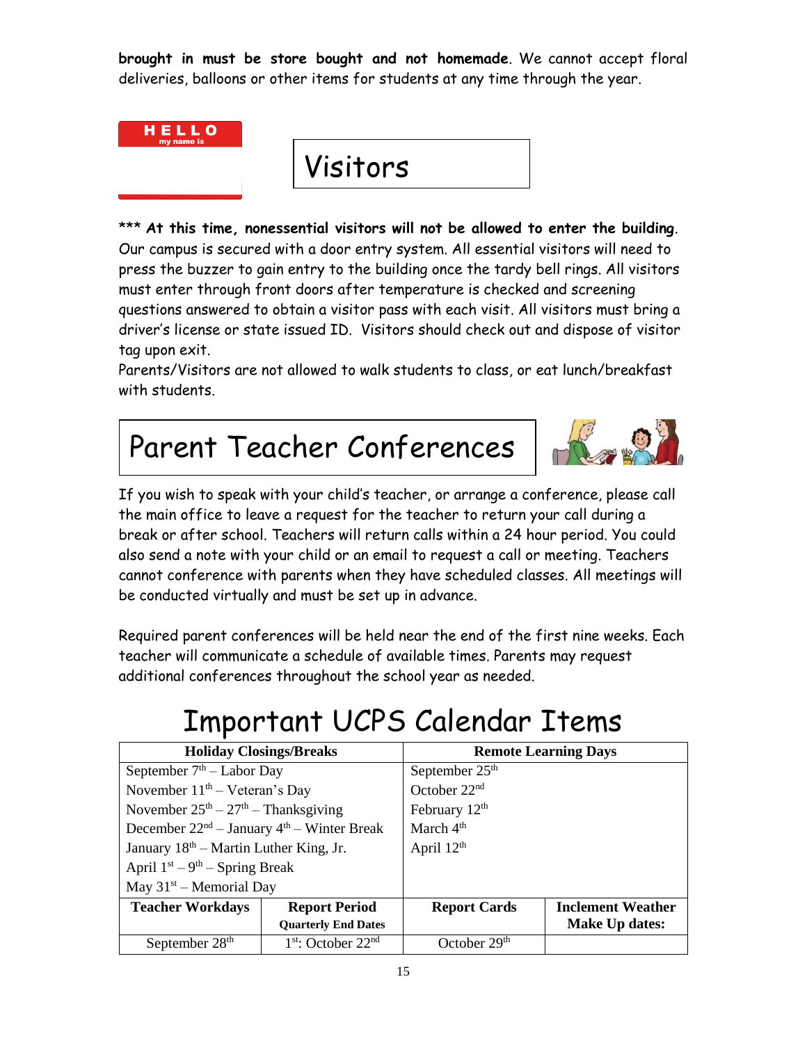**brought in must be store bought and not homemade**. We cannot accept floral deliveries, balloons or other items for students at any time through the year.

## Visitors

\*\*\* **At this time, nonessential visitors will not be allowed to enter the building**. Our campus is secured with a door entry system. All essential visitors will need to press the buzzer to gain entry to the building once the tardy bell rings. All visitors must enter through front doors after temperature is checked and screening questions answered to obtain a visitor pass with each visit. All visitors must bring a driver's license or state issued ID. Visitors should check out and dispose of visitor tag upon exit.

Parents/Visitors are not allowed to walk students to class, or eat lunch/breakfast with students.

## Parent Teacher Conferences

If you wish to speak with your child's teacher, or arrange a conference, please call the main office to leave a request for the teacher to return your call during a break or after school. Teachers will return calls within a 24 hour period. You could also send a note with your child or an email to request a call or meeting. Teachers cannot conference with parents when they have scheduled classes. All meetings will be conducted virtually and must be set up in advance.

Required parent conferences will be held near the end of the first nine weeks. Each teacher will communicate a schedule of available times. Parents may request additional conferences throughout the school year as needed.

# Important UCPS Calendar Items

| Holiday Closings/Breaks | | Remote Learning Days | |
|---|---|---|---|
| September 7th – Labor Day | | September 25th | |
| November 11th – Veteran's Day | | October 22nd | |
| November 25th – 27th – Thanksgiving | | February 12th | |
| December 22nd – January 4th – Winter Break | | March 4th | |
| January 18th – Martin Luther King, Jr. | | April 12th | |
| April 1st – 9th – Spring Break | | | |
| May 31st – Memorial Day | | | |
| **Teacher Workdays** | **Report Period** **Quarterly End Dates** | **Report Cards** | **Inclement Weather Make Up dates:** |
| September 28th | 1st: October 22nd | October 29th | |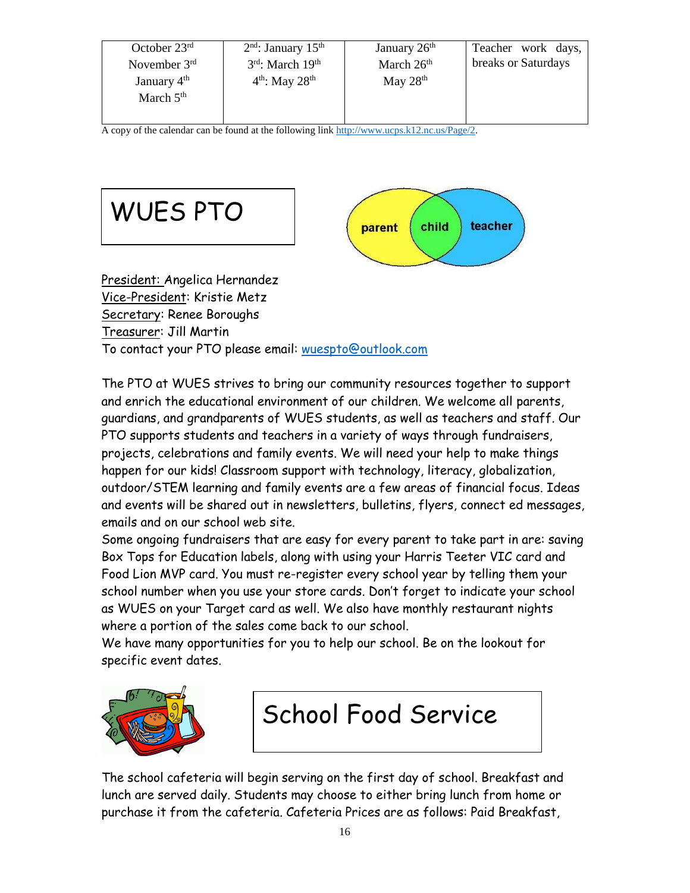| October 23rd<br>November 3rd<br>January 4th<br>March 5th | 2nd: January 15th<br>3rd: March 19th<br>4th: May 28th | January 26th<br>March 26th<br>May 28th | Teacher work days, breaks or Saturdays |
|---|---|---|---|

A copy of the calendar can be found at the following link http://www.ucps.k12.nc.us/Page/2.

# WUES PTO

parent child teacher

President: Angelica Hernandez
Vice-President: Kristie Metz
Secretary: Renee Boroughs
Treasurer: Jill Martin
To contact your PTO please email: wuespto@outlook.com

The PTO at WUES strives to bring our community resources together to support and enrich the educational environment of our children. We welcome all parents, guardians, and grandparents of WUES students, as well as teachers and staff. Our PTO supports students and teachers in a variety of ways through fundraisers, projects, celebrations and family events. We will need your help to make things happen for our kids! Classroom support with technology, literacy, globalization, outdoor/STEM learning and family events are a few areas of financial focus. Ideas and events will be shared out in newsletters, bulletins, flyers, connect ed messages, emails and on our school web site.

Some ongoing fundraisers that are easy for every parent to take part in are: saving Box Tops for Education labels, along with using your Harris Teeter VIC card and Food Lion MVP card. You must re-register every school year by telling them your school number when you use your store cards. Don't forget to indicate your school as WUES on your Target card as well. We also have monthly restaurant nights where a portion of the sales come back to our school.

We have many opportunities for you to help our school. Be on the lookout for specific event dates.

# School Food Service

The school cafeteria will begin serving on the first day of school. Breakfast and lunch are served daily. Students may choose to either bring lunch from home or purchase it from the cafeteria. Cafeteria Prices are as follows: Paid Breakfast,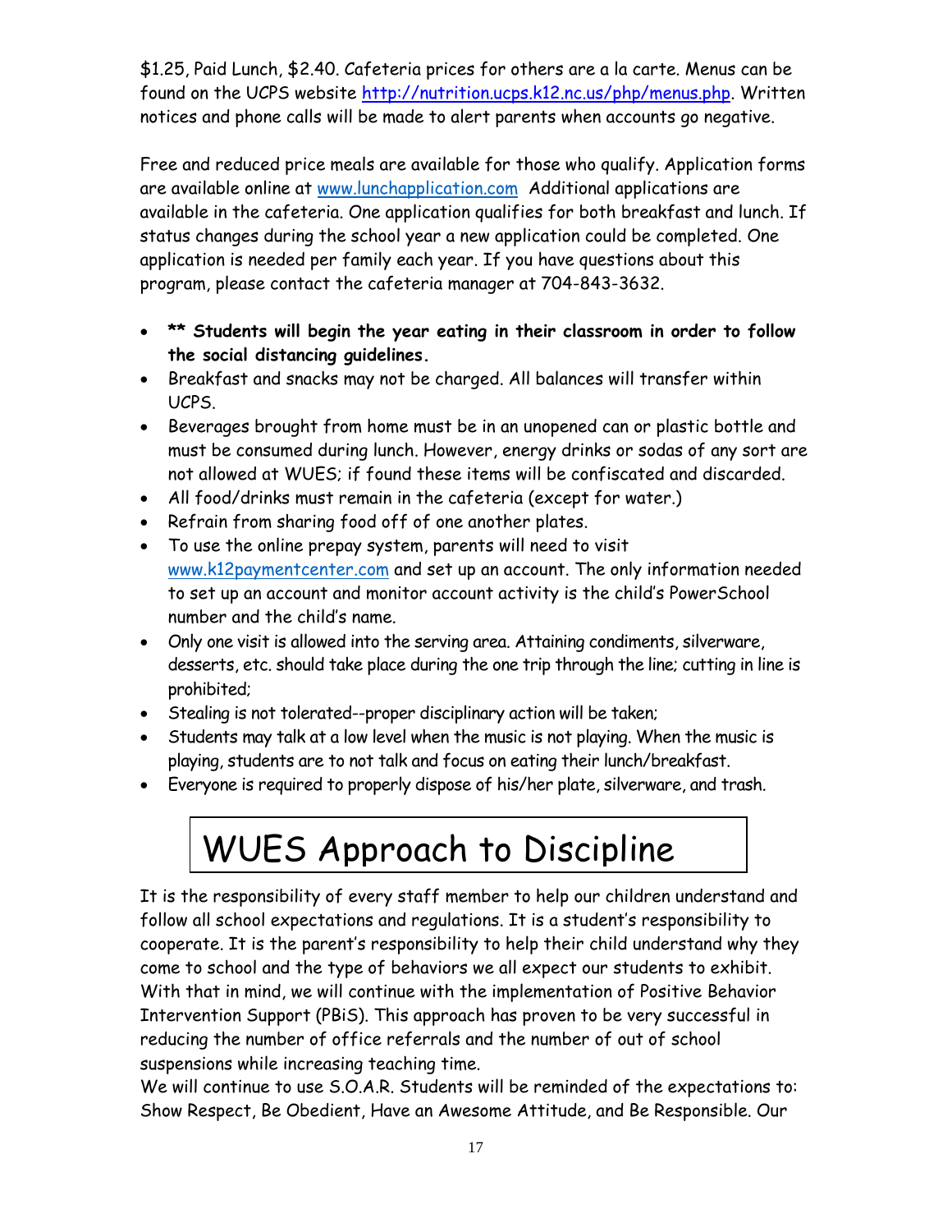$1.25, Paid Lunch, $2.40. Cafeteria prices for others are a la carte. Menus can be found on the UCPS website http://nutrition.ucps.k12.nc.us/php/menus.php. Written notices and phone calls will be made to alert parents when accounts go negative.

Free and reduced price meals are available for those who qualify. Application forms are available online at www.lunchapplication.com Additional applications are available in the cafeteria. One application qualifies for both breakfast and lunch. If status changes during the school year a new application could be completed. One application is needed per family each year. If you have questions about this program, please contact the cafeteria manager at 704-843-3632.

- **** Students will begin the year eating in their classroom in order to follow the social distancing guidelines.**
- Breakfast and snacks may not be charged. All balances will transfer within UCPS.
- Beverages brought from home must be in an unopened can or plastic bottle and must be consumed during lunch. However, energy drinks or sodas of any sort are not allowed at WUES; if found these items will be confiscated and discarded.
- All food/drinks must remain in the cafeteria (except for water.)
- Refrain from sharing food off of one another plates.
- To use the online prepay system, parents will need to visit www.k12paymentcenter.com and set up an account. The only information needed to set up an account and monitor account activity is the child's PowerSchool number and the child's name.
- Only one visit is allowed into the serving area. Attaining condiments, silverware, desserts, etc. should take place during the one trip through the line; cutting in line is prohibited;
- Stealing is not tolerated--proper disciplinary action will be taken;
- Students may talk at a low level when the music is not playing. When the music is playing, students are to not talk and focus on eating their lunch/breakfast.
- Everyone is required to properly dispose of his/her plate, silverware, and trash.

# WUES Approach to Discipline

It is the responsibility of every staff member to help our children understand and follow all school expectations and regulations. It is a student's responsibility to cooperate. It is the parent's responsibility to help their child understand why they come to school and the type of behaviors we all expect our students to exhibit. With that in mind, we will continue with the implementation of Positive Behavior Intervention Support (PBiS). This approach has proven to be very successful in reducing the number of office referrals and the number of out of school suspensions while increasing teaching time.
We will continue to use S.O.A.R. Students will be reminded of the expectations to: Show Respect, Be Obedient, Have an Awesome Attitude, and Be Responsible. Our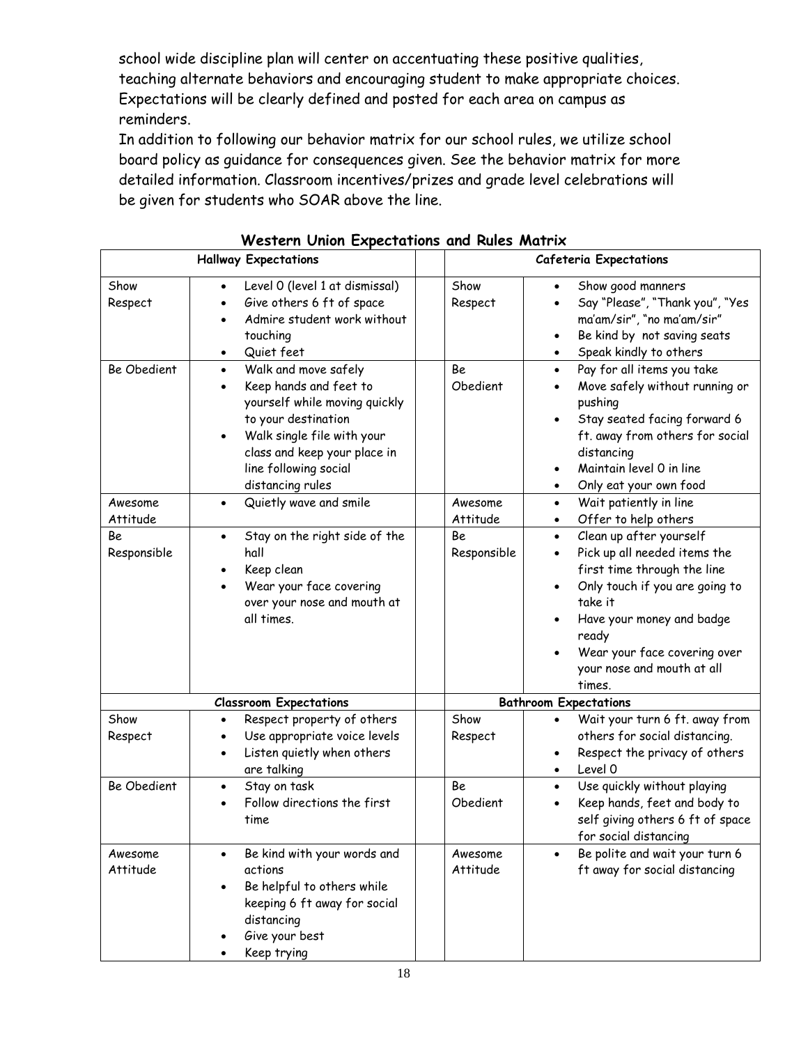school wide discipline plan will center on accentuating these positive qualities, teaching alternate behaviors and encouraging student to make appropriate choices. Expectations will be clearly defined and posted for each area on campus as reminders.

In addition to following our behavior matrix for our school rules, we utilize school board policy as guidance for consequences given. See the behavior matrix for more detailed information. Classroom incentives/prizes and grade level celebrations will be given for students who SOAR above the line.

## Western Union Expectations and Rules Matrix

| **Hallway Expectations** | | | **Cafeteria Expectations** | |
|---|---|---|---|---|
| Show Respect | • Level 0 (level 1 at dismissal)<br>• Give others 6 ft of space<br>• Admire student work without touching<br>• Quiet feet | | Show Respect | • Show good manners<br>• Say "Please", "Thank you", "Yes ma'am/sir", "no ma'am/sir"<br>• Be kind by not saving seats<br>• Speak kindly to others |
| Be Obedient | • Walk and move safely<br>• Keep hands and feet to yourself while moving quickly to your destination<br>• Walk single file with your class and keep your place in line following social distancing rules | | Be Obedient | • Pay for all items you take<br>• Move safely without running or pushing<br>• Stay seated facing forward 6 ft. away from others for social distancing<br>• Maintain level 0 in line<br>• Only eat your own food |
| Awesome Attitude | • Quietly wave and smile | | Awesome Attitude | • Wait patiently in line<br>• Offer to help others |
| Be Responsible | • Stay on the right side of the hall<br>• Keep clean<br>• Wear your face covering over your nose and mouth at all times. | | Be Responsible | • Clean up after yourself<br>• Pick up all needed items the first time through the line<br>• Only touch if you are going to take it<br>• Have your money and badge ready<br>• Wear your face covering over your nose and mouth at all times. |
| **Classroom Expectations** | | | **Bathroom Expectations** | |
| Show Respect | • Respect property of others<br>• Use appropriate voice levels<br>• Listen quietly when others are talking | | Show Respect | • Wait your turn 6 ft. away from others for social distancing.<br>• Respect the privacy of others<br>• Level 0 |
| Be Obedient | • Stay on task<br>• Follow directions the first time | | Be Obedient | • Use quickly without playing<br>• Keep hands, feet and body to self giving others 6 ft of space for social distancing |
| Awesome Attitude | • Be kind with your words and actions<br>• Be helpful to others while keeping 6 ft away for social distancing<br>• Give your best<br>• Keep trying | | Awesome Attitude | • Be polite and wait your turn 6 ft away for social distancing |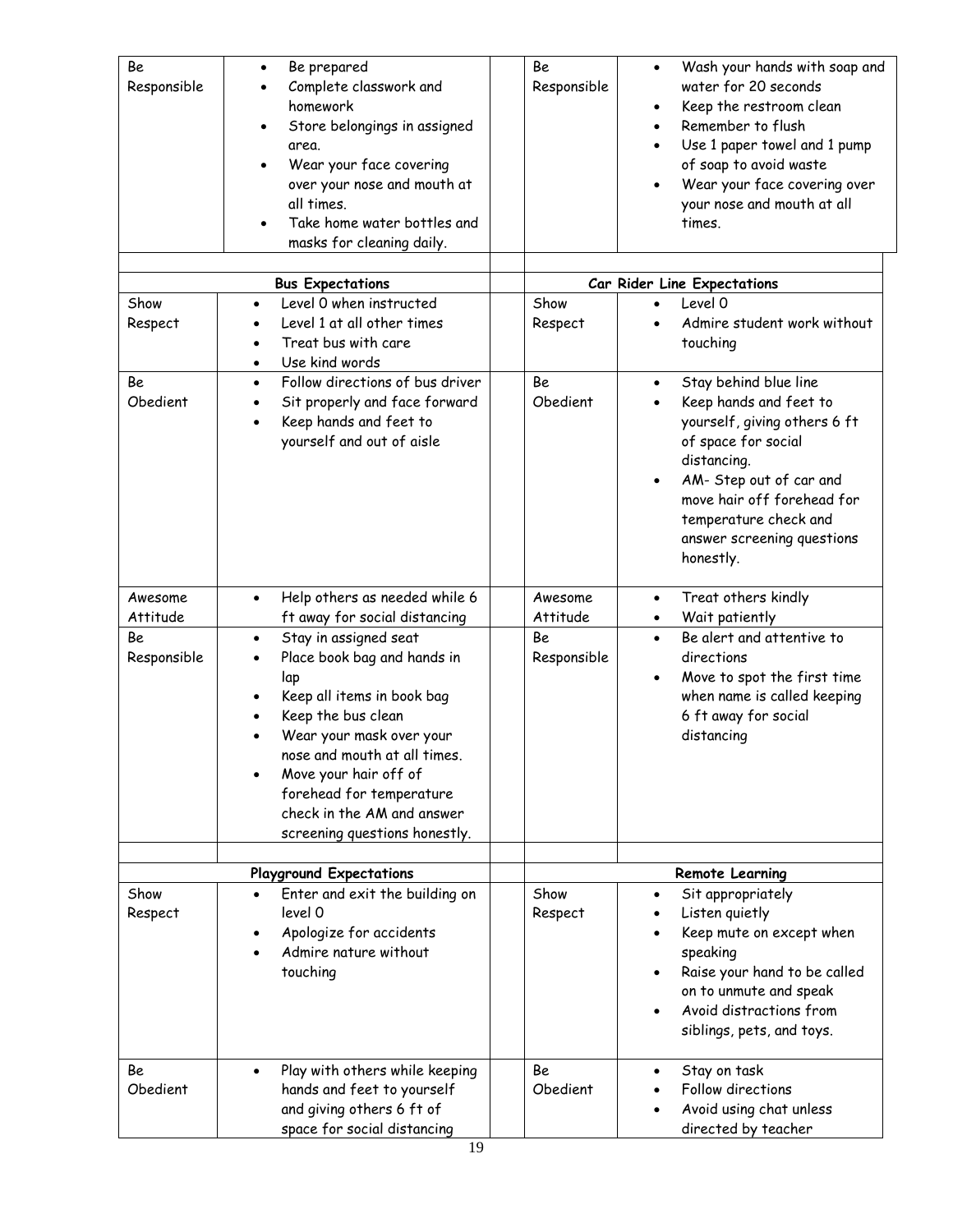| Be Responsible | • Be prepared<br>• Complete classwork and homework<br>• Store belongings in assigned area.<br>• Wear your face covering over your nose and mouth at all times.<br>• Take home water bottles and masks for cleaning daily. |
|---|---|

| Be Responsible | • Wash your hands with soap and water for 20 seconds<br>• Keep the restroom clean<br>• Remember to flush<br>• Use 1 paper towel and 1 pump of soap to avoid waste<br>• Wear your face covering over your nose and mouth at all times. |
|---|---|

**Bus Expectations**

| | |
|---|---|
| Show Respect | • Level 0 when instructed<br>• Level 1 at all other times<br>• Treat bus with care<br>• Use kind words |
| Be Obedient | • Follow directions of bus driver<br>• Sit properly and face forward<br>• Keep hands and feet to yourself and out of aisle |
| Awesome Attitude | • Help others as needed while 6 ft away for social distancing |
| Be Responsible | • Stay in assigned seat<br>• Place book bag and hands in lap<br>• Keep all items in book bag<br>• Keep the bus clean<br>• Wear your mask over your nose and mouth at all times.<br>• Move your hair off of forehead for temperature check in the AM and answer screening questions honestly. |

**Car Rider Line Expectations**

| | |
|---|---|
| Show Respect | • Level 0<br>• Admire student work without touching |
| Be Obedient | • Stay behind blue line<br>• Keep hands and feet to yourself, giving others 6 ft of space for social distancing.<br>• AM- Step out of car and move hair off forehead for temperature check and answer screening questions honestly. |
| Awesome Attitude | • Treat others kindly<br>• Wait patiently |
| Be Responsible | • Be alert and attentive to directions<br>• Move to spot the first time when name is called keeping 6 ft away for social distancing |

**Playground Expectations**

| | |
|---|---|
| Show Respect | • Enter and exit the building on level 0<br>• Apologize for accidents<br>• Admire nature without touching |
| Be Obedient | • Play with others while keeping hands and feet to yourself and giving others 6 ft of space for social distancing |

**Remote Learning**

| | |
|---|---|
| Show Respect | • Sit appropriately<br>• Listen quietly<br>• Keep mute on except when speaking<br>• Raise your hand to be called on to unmute and speak<br>• Avoid distractions from siblings, pets, and toys. |
| Be Obedient | • Stay on task<br>• Follow directions<br>• Avoid using chat unless directed by teacher |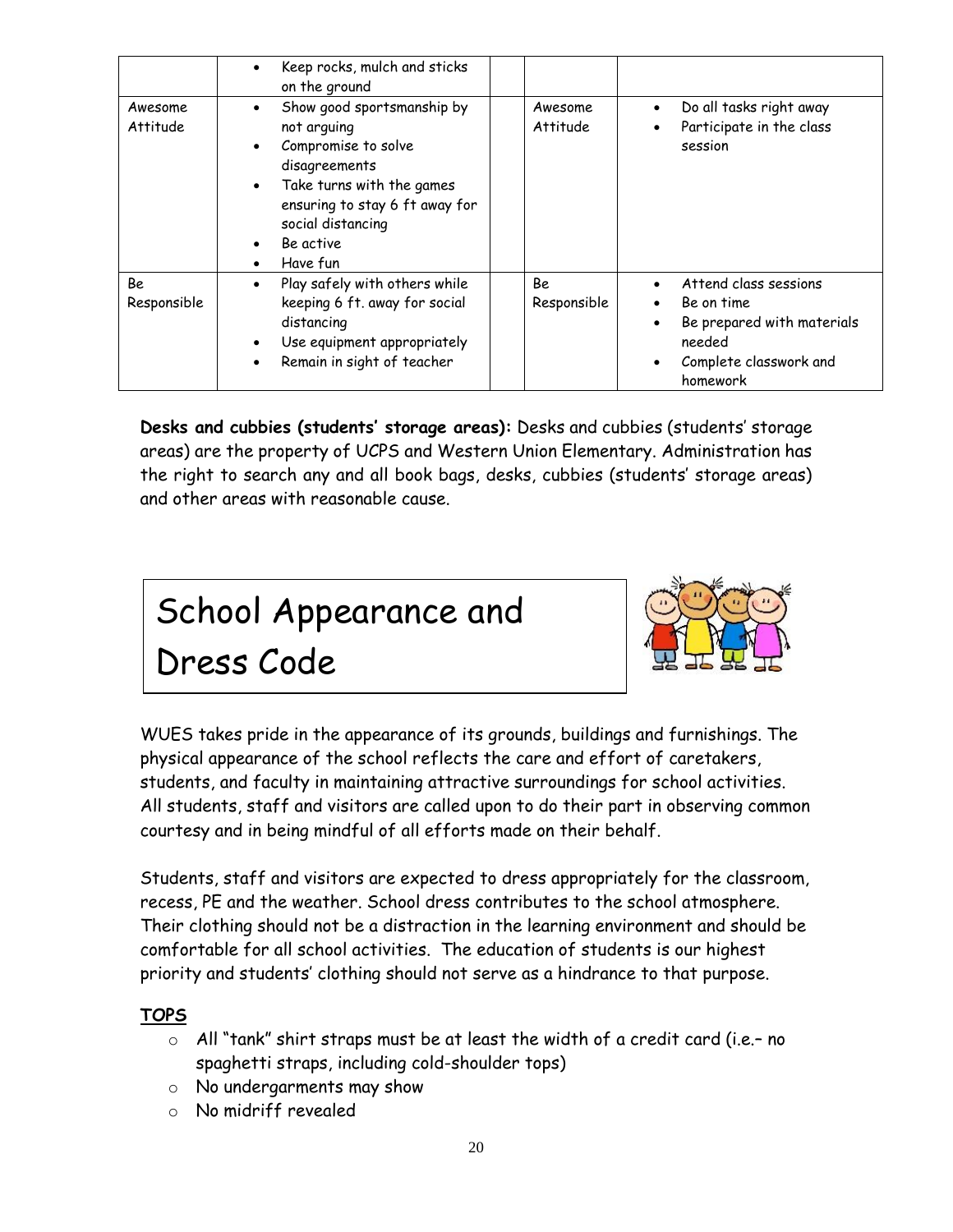|  | Keep rocks, mulch and sticks on the ground |  |  |  |
|---|---|---|---|---|
| Awesome Attitude | • Show good sportsmanship by not arguing<br>• Compromise to solve disagreements<br>• Take turns with the games ensuring to stay 6 ft away for social distancing<br>• Be active<br>• Have fun |  | Awesome Attitude | • Do all tasks right away<br>• Participate in the class session |
| Be Responsible | • Play safely with others while keeping 6 ft. away for social distancing<br>• Use equipment appropriately<br>• Remain in sight of teacher |  | Be Responsible | • Attend class sessions<br>• Be on time<br>• Be prepared with materials needed<br>• Complete classwork and homework |

**Desks and cubbies (students' storage areas):** Desks and cubbies (students' storage areas) are the property of UCPS and Western Union Elementary. Administration has the right to search any and all book bags, desks, cubbies (students' storage areas) and other areas with reasonable cause.

# School Appearance and Dress Code

WUES takes pride in the appearance of its grounds, buildings and furnishings. The physical appearance of the school reflects the care and effort of caretakers, students, and faculty in maintaining attractive surroundings for school activities. All students, staff and visitors are called upon to do their part in observing common courtesy and in being mindful of all efforts made on their behalf.

Students, staff and visitors are expected to dress appropriately for the classroom, recess, PE and the weather. School dress contributes to the school atmosphere. Their clothing should not be a distraction in the learning environment and should be comfortable for all school activities. The education of students is our highest priority and students' clothing should not serve as a hindrance to that purpose.

**TOPS**

- All "tank" shirt straps must be at least the width of a credit card (i.e.– no spaghetti straps, including cold-shoulder tops)
- No undergarments may show
- No midriff revealed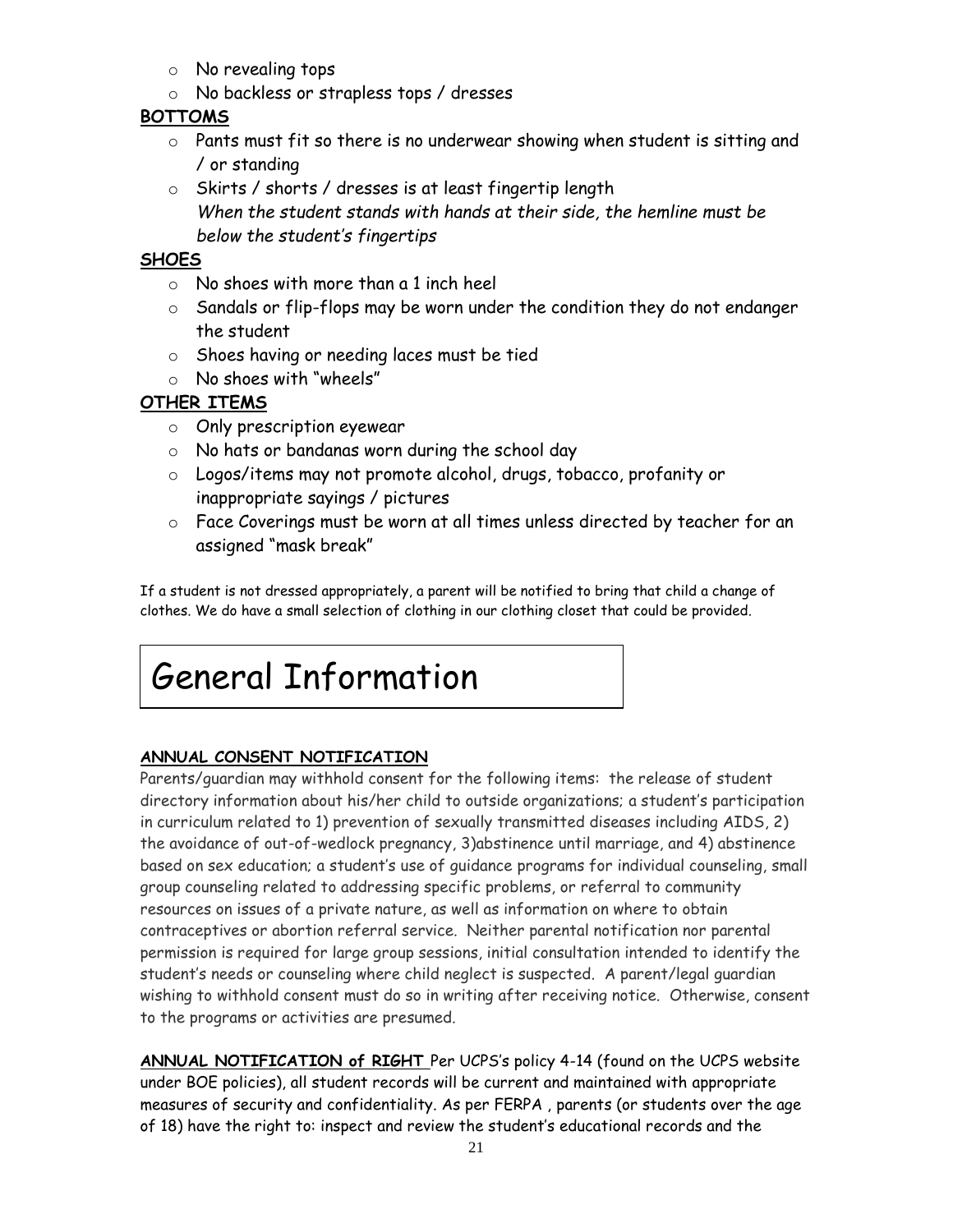- No revealing tops
- No backless or strapless tops / dresses

**BOTTOMS**

- Pants must fit so there is no underwear showing when student is sitting and / or standing
- Skirts / shorts / dresses is at least fingertip length
  *When the student stands with hands at their side, the hemline must be below the student's fingertips*

**SHOES**

- No shoes with more than a 1 inch heel
- Sandals or flip-flops may be worn under the condition they do not endanger the student
- Shoes having or needing laces must be tied
- No shoes with "wheels"

**OTHER ITEMS**

- Only prescription eyewear
- No hats or bandanas worn during the school day
- Logos/items may not promote alcohol, drugs, tobacco, profanity or inappropriate sayings / pictures
- Face Coverings must be worn at all times unless directed by teacher for an assigned "mask break"

If a student is not dressed appropriately, a parent will be notified to bring that child a change of clothes. We do have a small selection of clothing in our clothing closet that could be provided.

# General Information

**ANNUAL CONSENT NOTIFICATION**

Parents/guardian may withhold consent for the following items: the release of student directory information about his/her child to outside organizations; a student's participation in curriculum related to 1) prevention of sexually transmitted diseases including AIDS, 2) the avoidance of out-of-wedlock pregnancy, 3)abstinence until marriage, and 4) abstinence based on sex education; a student's use of guidance programs for individual counseling, small group counseling related to addressing specific problems, or referral to community resources on issues of a private nature, as well as information on where to obtain contraceptives or abortion referral service. Neither parental notification nor parental permission is required for large group sessions, initial consultation intended to identify the student's needs or counseling where child neglect is suspected. A parent/legal guardian wishing to withhold consent must do so in writing after receiving notice. Otherwise, consent to the programs or activities are presumed.

**ANNUAL NOTIFICATION of RIGHT** Per UCPS's policy 4-14 (found on the UCPS website under BOE policies), all student records will be current and maintained with appropriate measures of security and confidentiality. As per FERPA , parents (or students over the age of 18) have the right to: inspect and review the student's educational records and the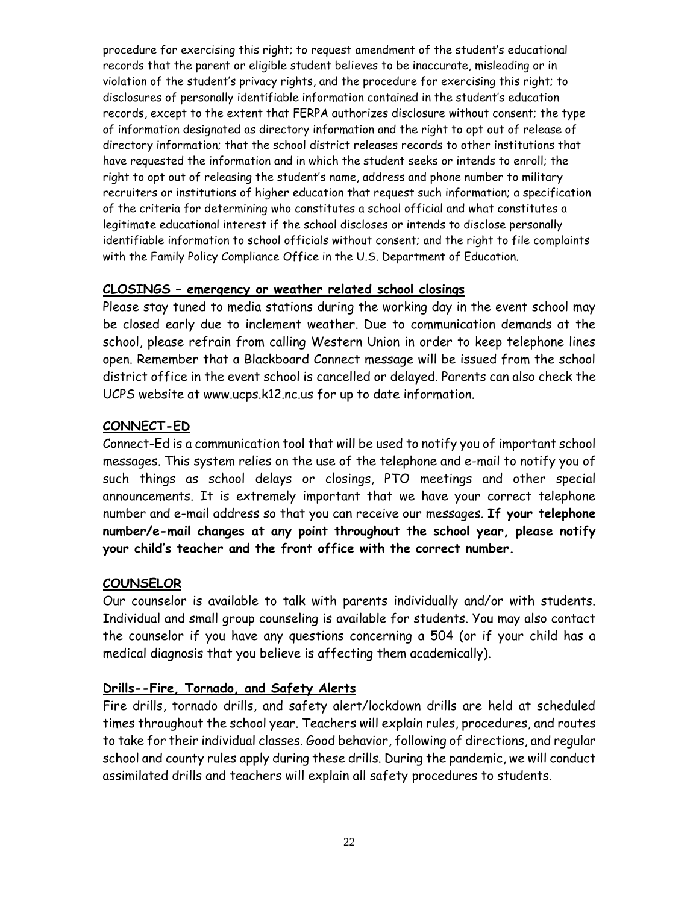procedure for exercising this right; to request amendment of the student's educational records that the parent or eligible student believes to be inaccurate, misleading or in violation of the student's privacy rights, and the procedure for exercising this right; to disclosures of personally identifiable information contained in the student's education records, except to the extent that FERPA authorizes disclosure without consent; the type of information designated as directory information and the right to opt out of release of directory information; that the school district releases records to other institutions that have requested the information and in which the student seeks or intends to enroll; the right to opt out of releasing the student's name, address and phone number to military recruiters or institutions of higher education that request such information; a specification of the criteria for determining who constitutes a school official and what constitutes a legitimate educational interest if the school discloses or intends to disclose personally identifiable information to school officials without consent; and the right to file complaints with the Family Policy Compliance Office in the U.S. Department of Education.

## CLOSINGS – emergency or weather related school closings

Please stay tuned to media stations during the working day in the event school may be closed early due to inclement weather. Due to communication demands at the school, please refrain from calling Western Union in order to keep telephone lines open. Remember that a Blackboard Connect message will be issued from the school district office in the event school is cancelled or delayed. Parents can also check the UCPS website at www.ucps.k12.nc.us for up to date information.

## CONNECT-ED

Connect-Ed is a communication tool that will be used to notify you of important school messages. This system relies on the use of the telephone and e-mail to notify you of such things as school delays or closings, PTO meetings and other special announcements. It is extremely important that we have your correct telephone number and e-mail address so that you can receive our messages. **If your telephone number/e-mail changes at any point throughout the school year, please notify your child's teacher and the front office with the correct number.**

## COUNSELOR

Our counselor is available to talk with parents individually and/or with students. Individual and small group counseling is available for students. You may also contact the counselor if you have any questions concerning a 504 (or if your child has a medical diagnosis that you believe is affecting them academically).

## Drills--Fire, Tornado, and Safety Alerts

Fire drills, tornado drills, and safety alert/lockdown drills are held at scheduled times throughout the school year. Teachers will explain rules, procedures, and routes to take for their individual classes. Good behavior, following of directions, and regular school and county rules apply during these drills. During the pandemic, we will conduct assimilated drills and teachers will explain all safety procedures to students.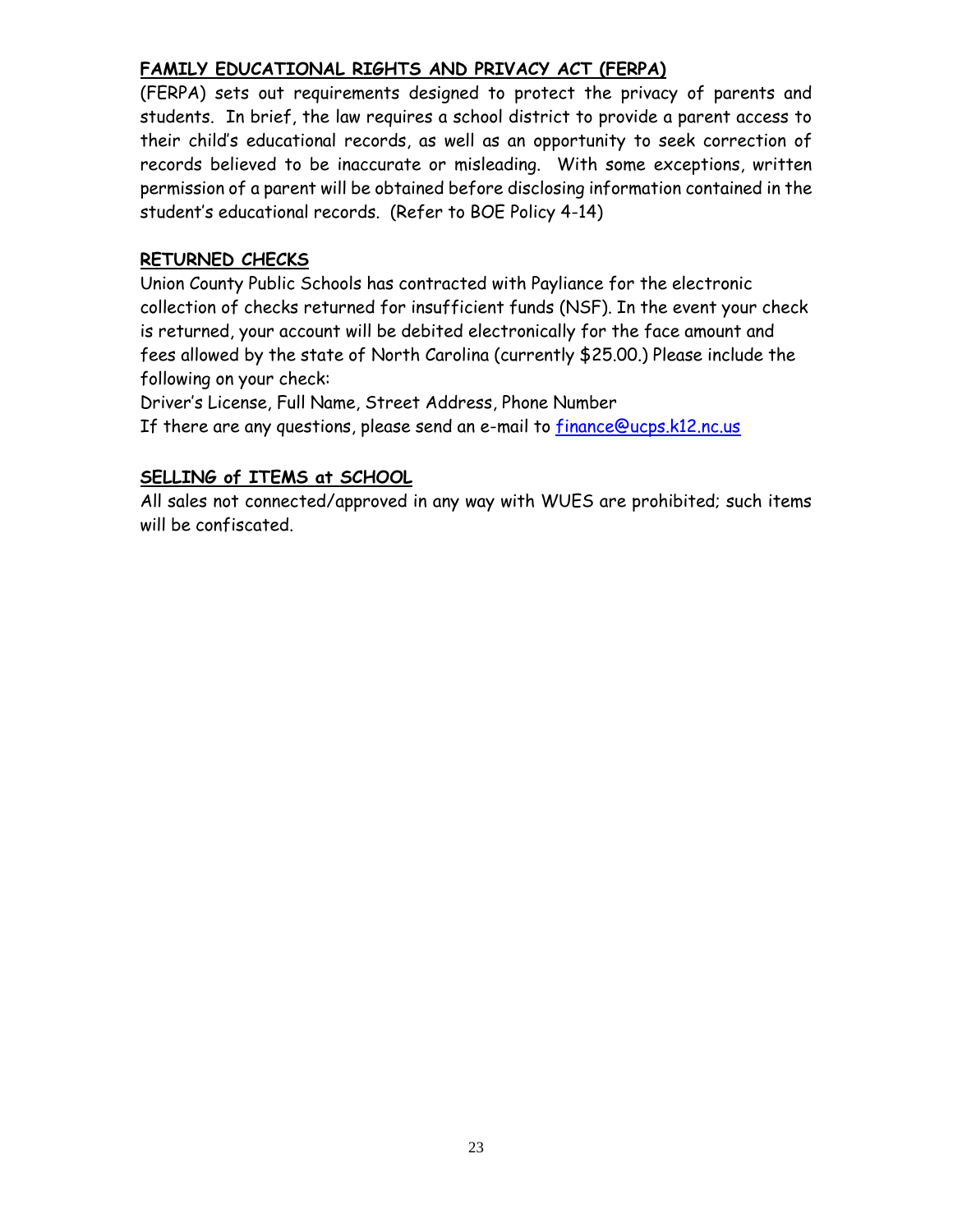## **FAMILY EDUCATIONAL RIGHTS AND PRIVACY ACT (FERPA)**

(FERPA) sets out requirements designed to protect the privacy of parents and students. In brief, the law requires a school district to provide a parent access to their child's educational records, as well as an opportunity to seek correction of records believed to be inaccurate or misleading. With some exceptions, written permission of a parent will be obtained before disclosing information contained in the student's educational records. (Refer to BOE Policy 4-14)

## **RETURNED CHECKS**

Union County Public Schools has contracted with Payliance for the electronic collection of checks returned for insufficient funds (NSF). In the event your check is returned, your account will be debited electronically for the face amount and fees allowed by the state of North Carolina (currently $25.00.) Please include the following on your check:

Driver's License, Full Name, Street Address, Phone Number

If there are any questions, please send an e-mail to finance@ucps.k12.nc.us

## **SELLING of ITEMS at SCHOOL**

All sales not connected/approved in any way with WUES are prohibited; such items will be confiscated.